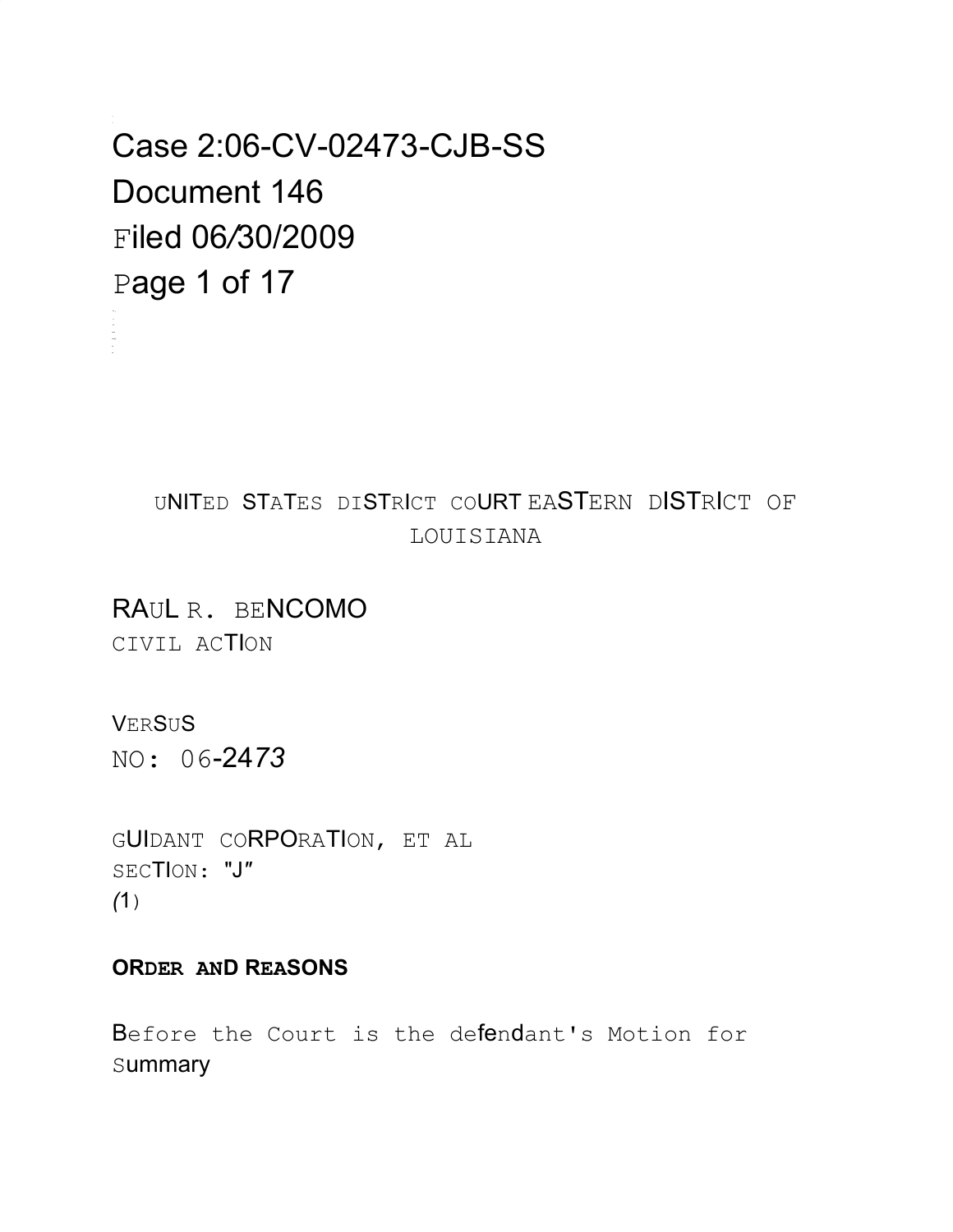UNITED STATES DISTRICT COURT EASTERN DISTRICT OF LOUISIANA

RAUL R. BENCOMO

CIVIL ACTION

VERSUS

NO: 06-2473

GUIDANT CORPORATION, ET AL

SECTION: "J"

(1)

**ORDER AND REASONS**

Before the Court is the defendant's Motion for Summary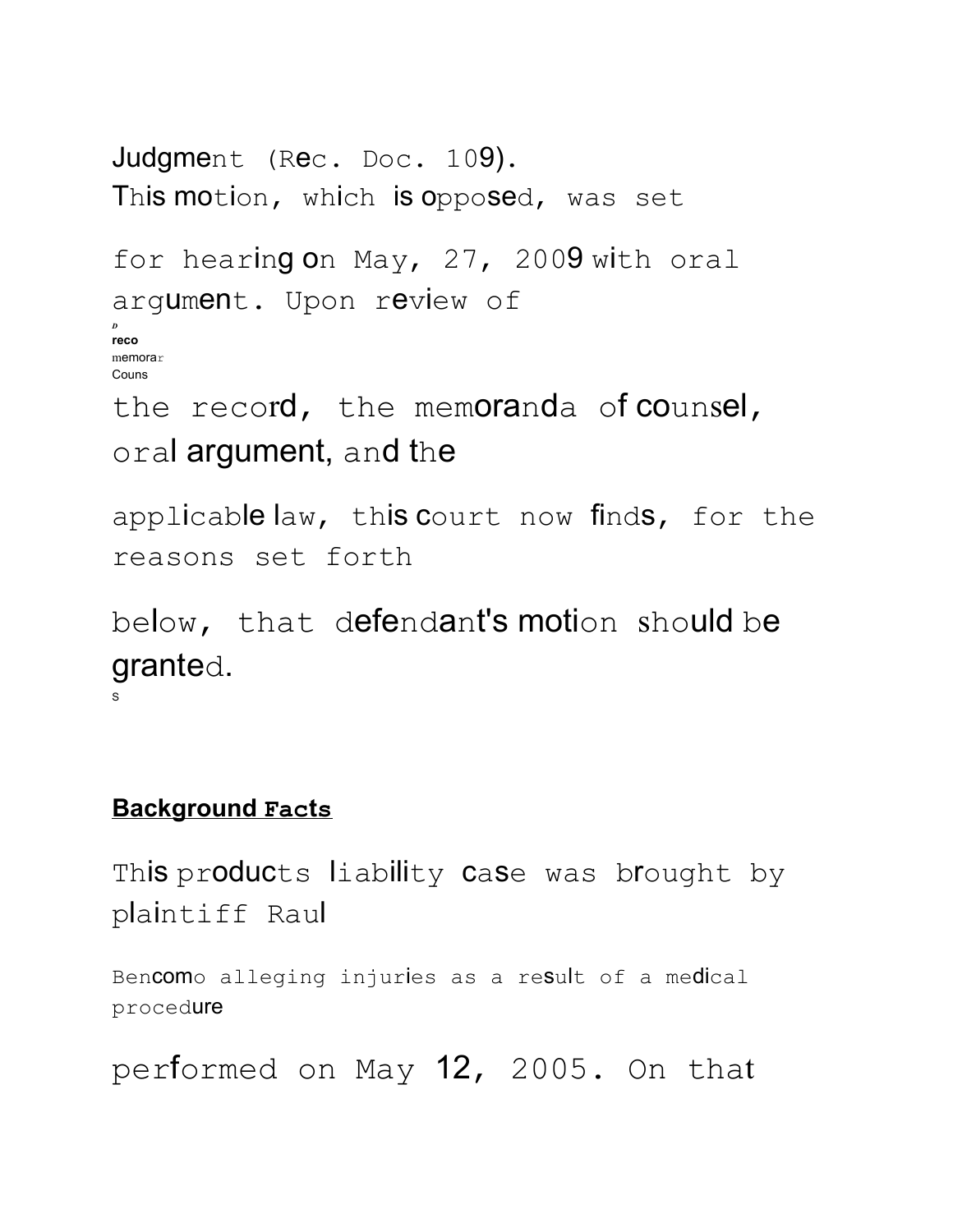Judgment (Rec. Doc. 109). This motion, which is opposed, was set for hearing on May, 27, 2009 with oral argument. Upon review of the record, the memoranda of counsel, oral argument, and the applicable law, this court now finds, for the reasons set forth below, that defendant's motion should be granted.

**Background Facts**

This products liability case was brought by plaintiff Raul Bencomo alleging injuries as a result of a medical procedure performed on May 12, 2005. On that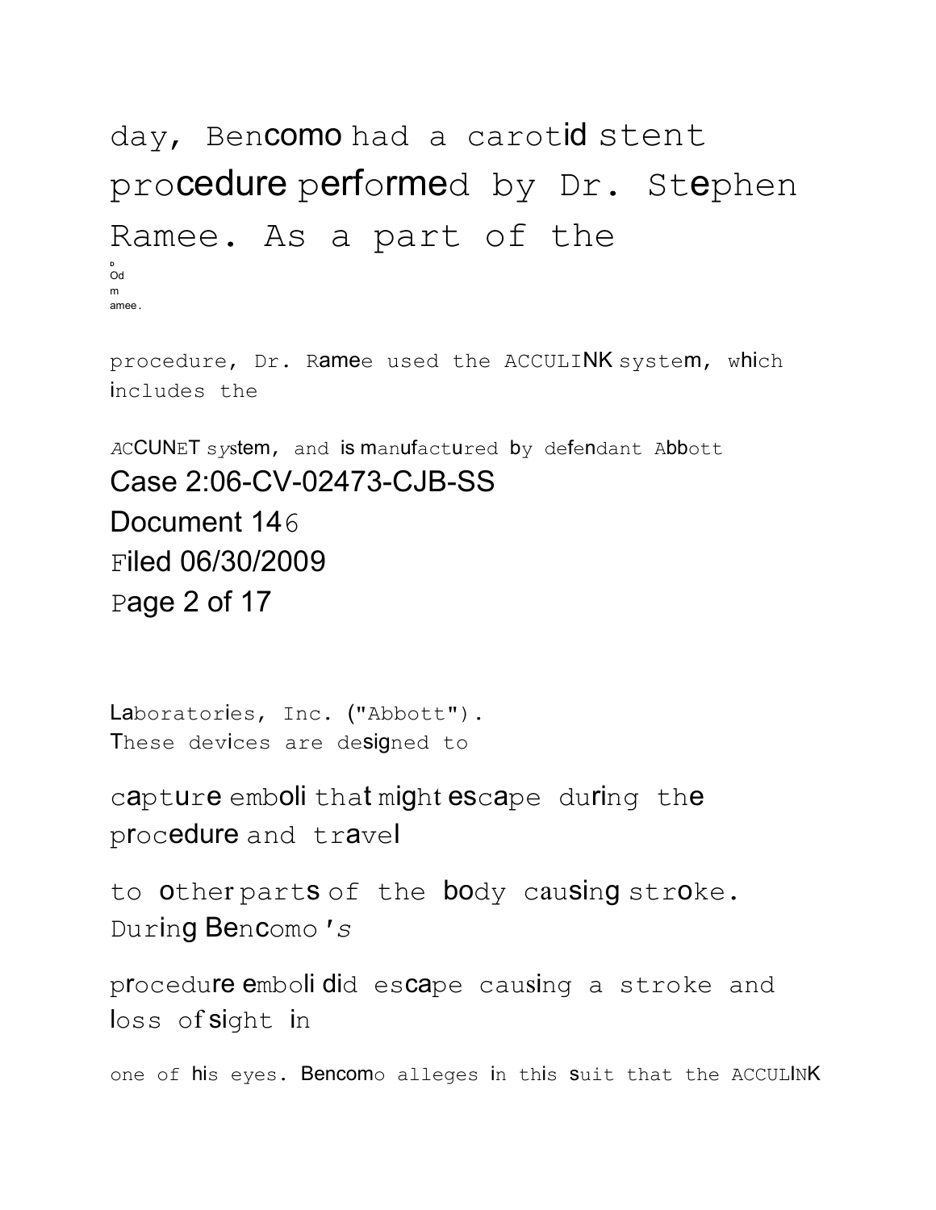day, Bencomo had a carotid stent procedure performed by Dr. Stephen Ramee. As a part of the

procedure, Dr. Ramee used the ACCULINK system, which includes the

ACCUNET system, and is manufactured by defendant Abbott Laboratories, Inc. ("Abbott"). These devices are designed to

capture emboli that might escape during the procedure and travel

to other parts of the body causing stroke. During Bencomo's

procedure emboli did escape causing a stroke and loss of sight in

one of his eyes. Bencomo alleges in this suit that the ACCULINK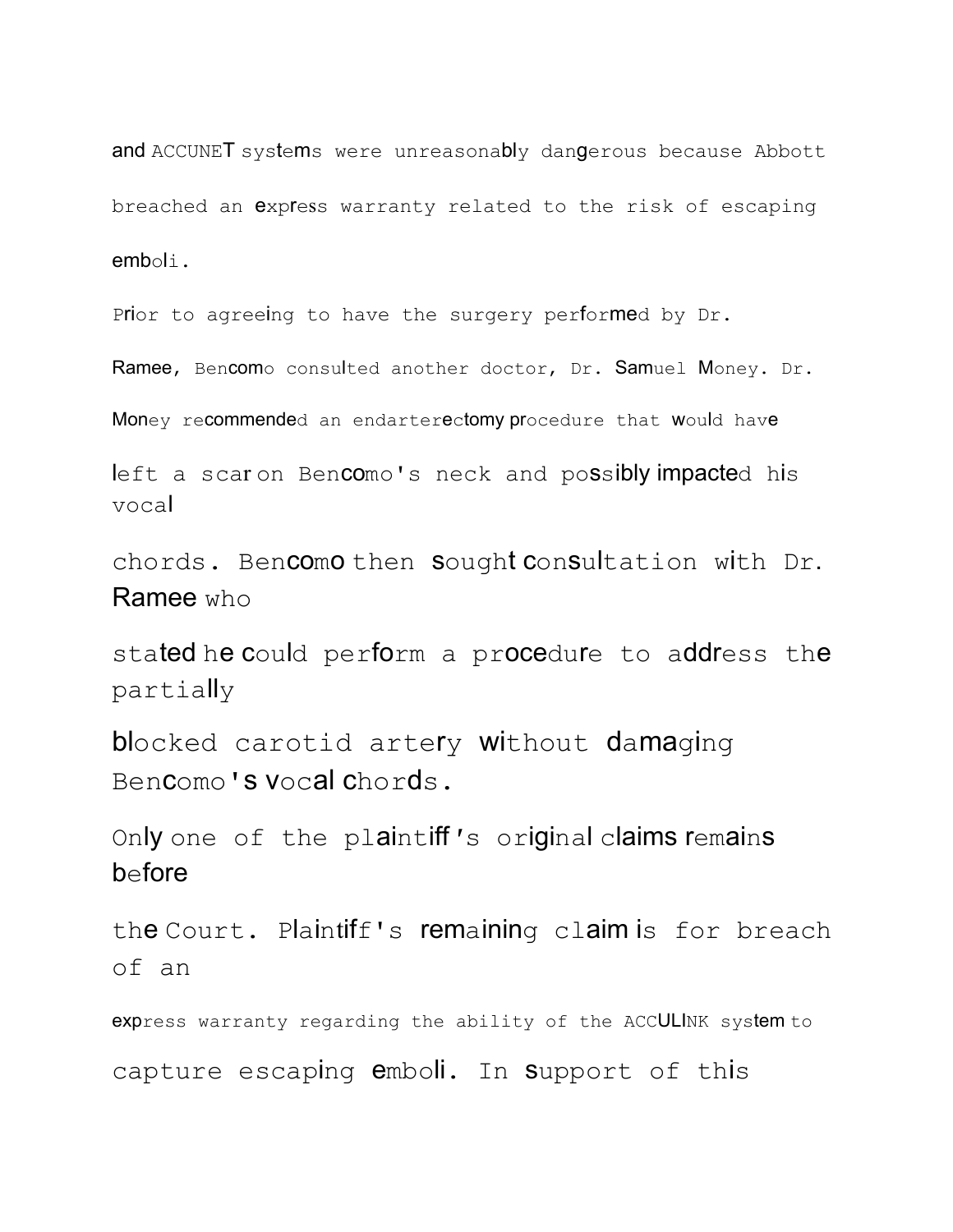and ACCUNET systems were unreasonably dangerous because Abbott breached an express warranty related to the risk of escaping emboli.

Prior to agreeing to have the surgery performed by Dr. Ramee, Bencomo consulted another doctor, Dr. Samuel Money. Dr. Money recommended an endarterectomy procedure that would have left a scar on Bencomo's neck and possibly impacted his vocal chords. Bencomo then sought consultation with Dr. Ramee who stated he could perform a procedure to address the partially blocked carotid artery without damaging Bencomo's vocal chords.

Only one of the plaintiff's original claims remains before the Court. Plaintiff's remaining claim is for breach of an express warranty regarding the ability of the ACCULINK system to capture escaping emboli. In support of this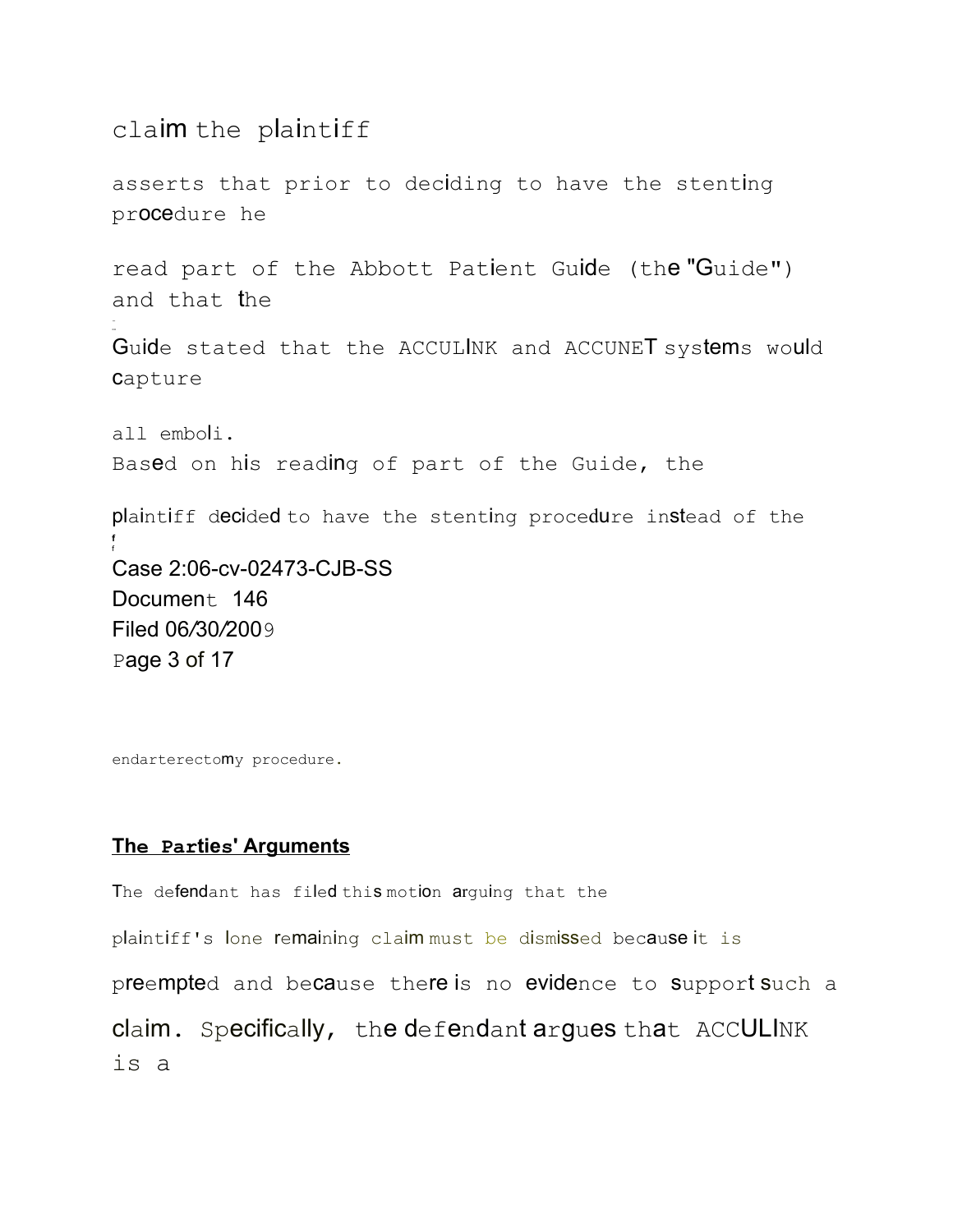claim the plaintiff asserts that prior to deciding to have the stenting procedure he read part of the Abbott Patient Guide (the "Guide") and that the Guide stated that the ACCULINK and ACCUNET systems would capture all emboli. Based on his reading of part of the Guide, the plaintiff decided to have the stenting procedure instead of the endarterectomy procedure.

**The Parties' Arguments**

The defendant has filed this motion arguing that the plaintiff's lone remaining claim must be dismissed because it is preempted and because there is no evidence to support such a claim. Specifically, the defendant argues that ACCULINK is a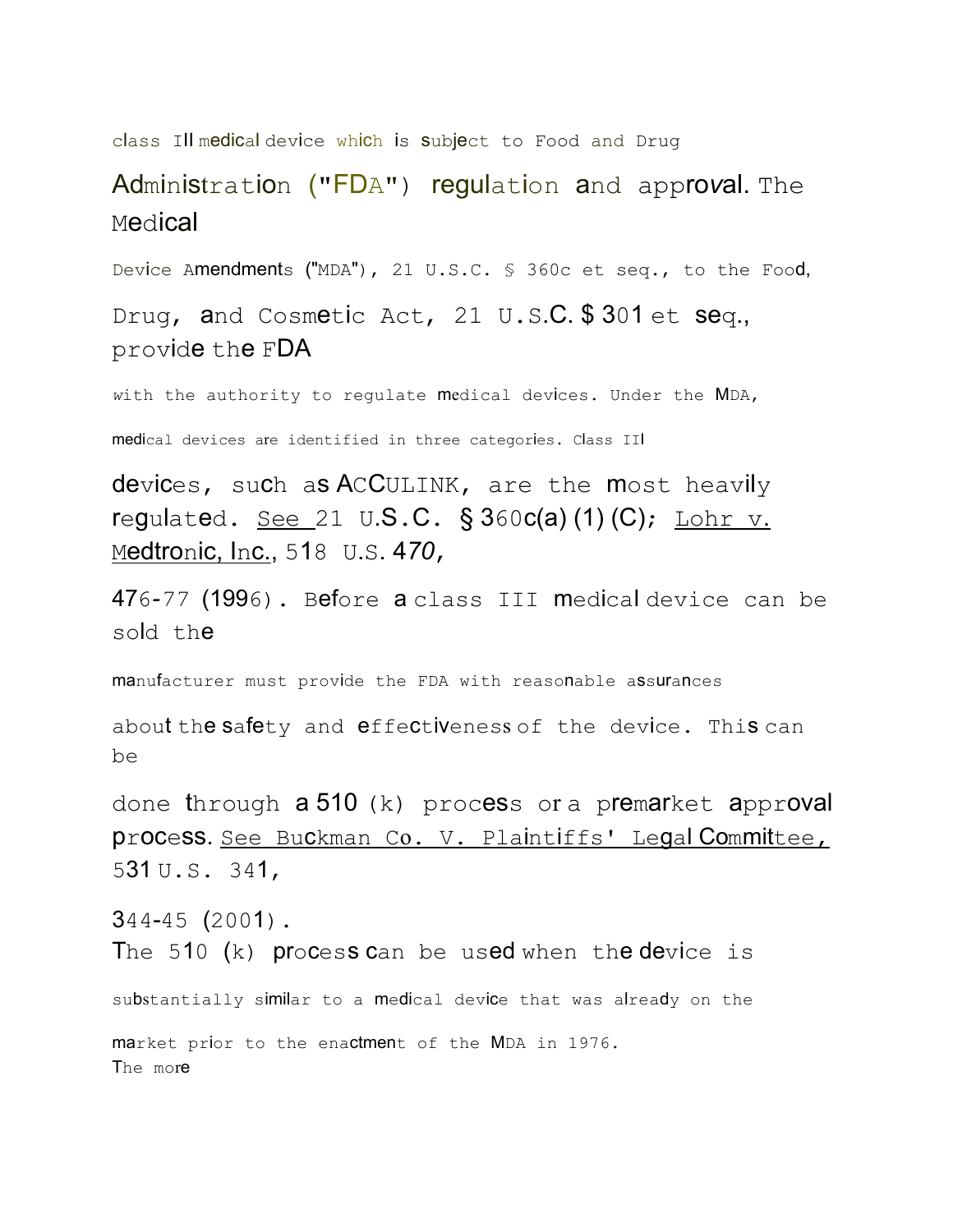class III medical device which is subject to Food and Drug Administration ("FDA") regulation and approval. The Medical Device Amendments ("MDA"), 21 U.S.C. § 360c et seq., to the Food, Drug, and Cosmetic Act, 21 U.S.C. § 301 et seq., provide the FDA with the authority to regulate medical devices. Under the MDA, medical devices are identified in three categories. Class III devices, such as ACCULINK, are the most heavily regulated. See 21 U.S.C. § 360c(a)(1)(C); Lohr v. Medtronic, Inc., 518 U.S. 470, 476-77 (1996). Before a class III medical device can be sold the manufacturer must provide the FDA with reasonable assurances about the safety and effectiveness of the device. This can be done through a 510(k) process or a premarket approval process. See Buckman Co. V. Plaintiffs' Legal Committee, 531 U.S. 341, 344-45 (2001).

The 510(k) process can be used when the device is substantially similar to a medical device that was already on the market prior to the enactment of the MDA in 1976. The more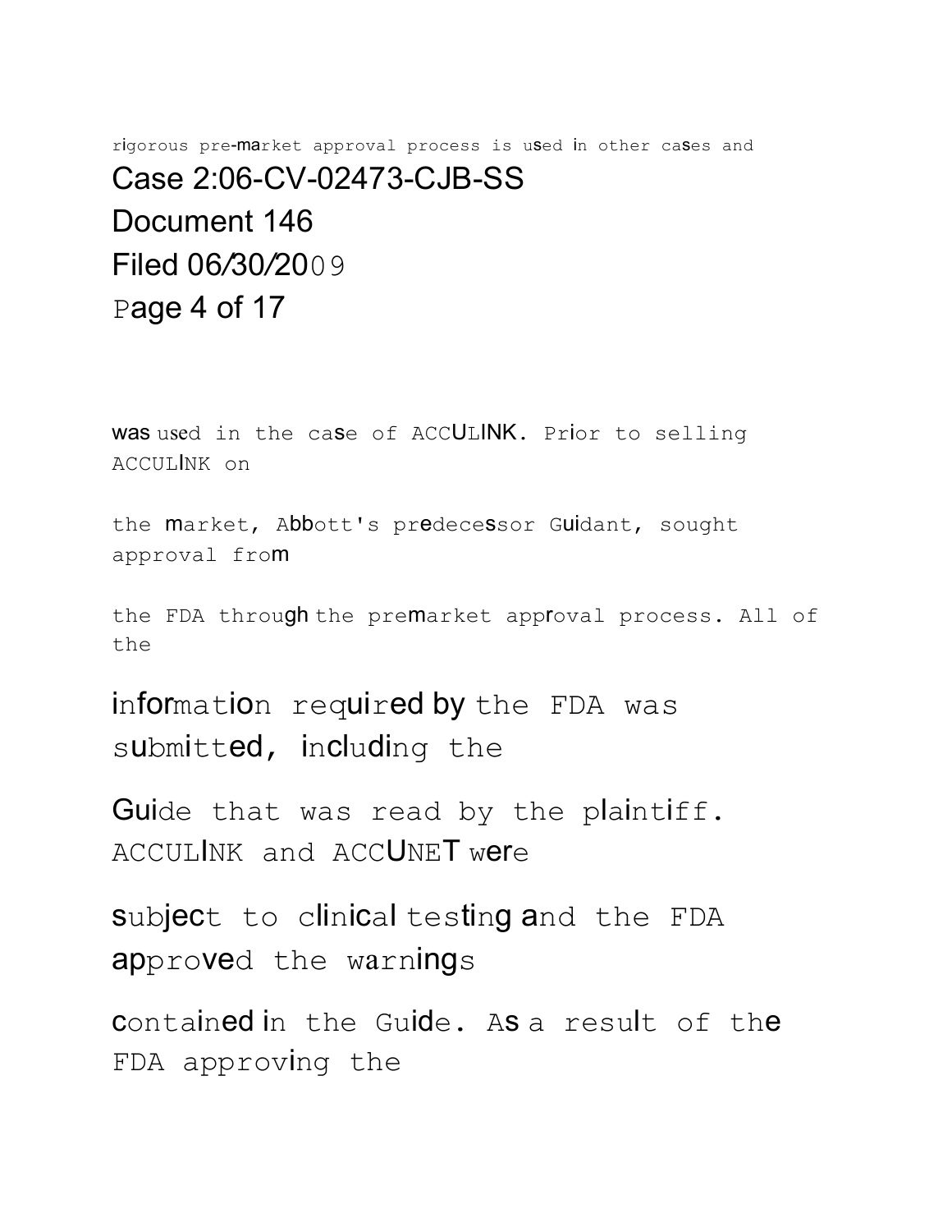rigorous pre-market approval process is used in other cases and

was used in the case of ACCULINK. Prior to selling ACCULINK on the market, Abbott's predecessor Guidant, sought approval from the FDA through the premarket approval process. All of the information required by the FDA was submitted, including the Guide that was read by the plaintiff. ACCULINK and ACCUNET were subject to clinical testing and the FDA approved the warnings contained in the Guide. As a result of the FDA approving the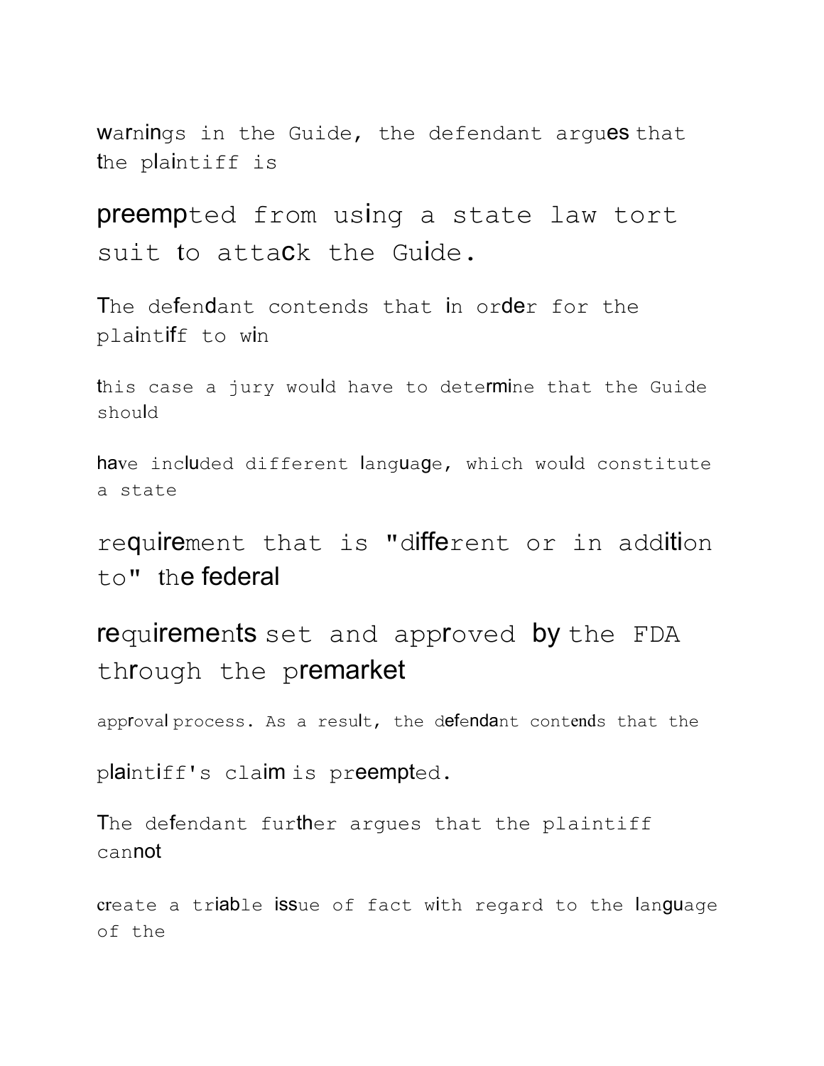warnings in the Guide, the defendant argues that the plaintiff is preempted from using a state law tort suit to attack the Guide.

The defendant contends that in order for the plaintiff to win this case a jury would have to determine that the Guide should have included different language, which would constitute a state requirement that is "different or in addition to" the federal requirements set and approved by the FDA through the premarket approval process. As a result, the defendant contends that the plaintiff's claim is preempted.

The defendant further argues that the plaintiff cannot create a triable issue of fact with regard to the language of the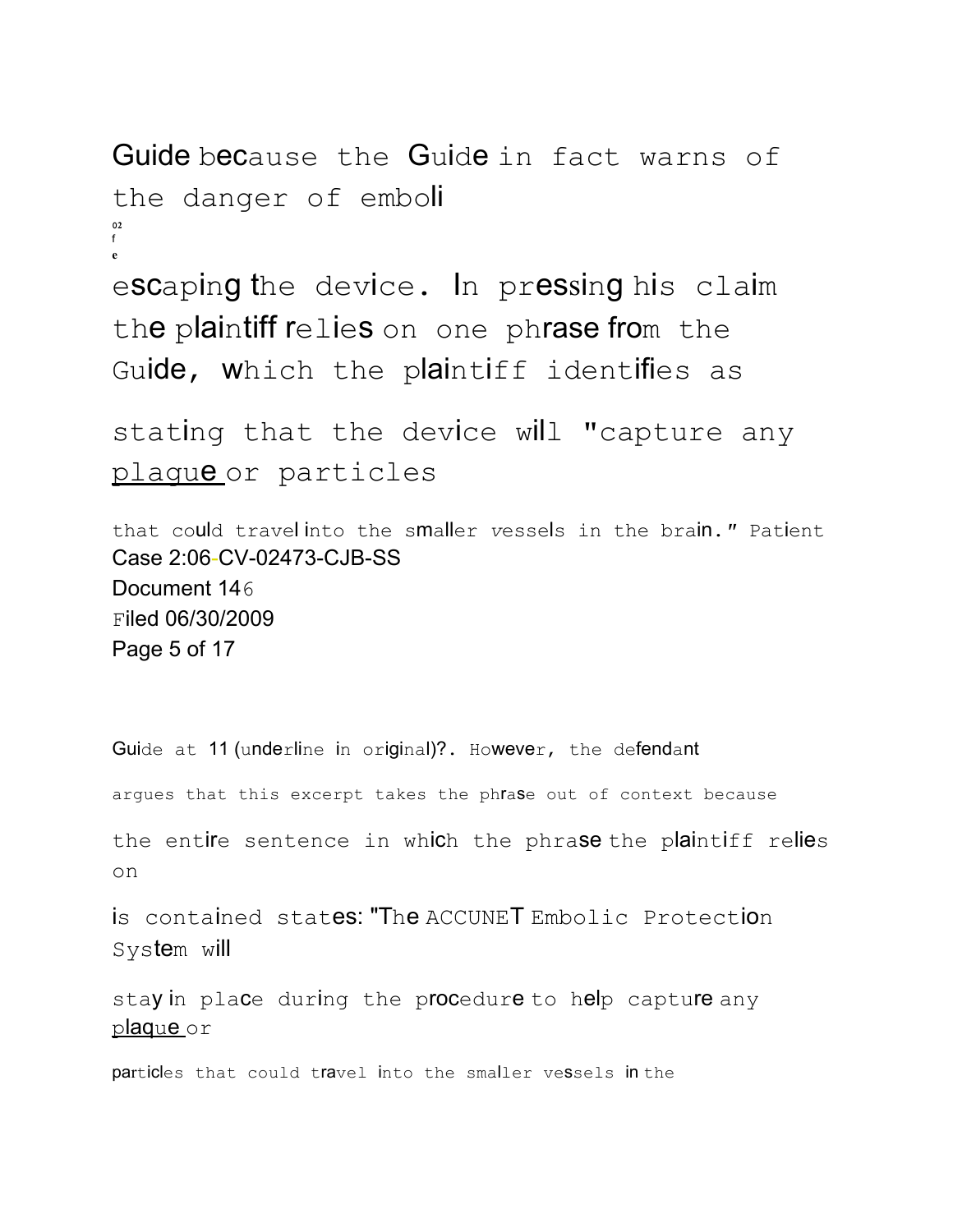Guide because the Guide in fact warns of the danger of emboli escaping the device. In pressing his claim the plaintiff relies on one phrase from the Guide, which the plaintiff identifies as stating that the device will "capture any <u>plaque</u> or particles that could travel into the smaller vessels in the brain." Patient Guide at 11 (underline in original)?. However, the defendant argues that this excerpt takes the phrase out of context because the entire sentence in which the phrase the plaintiff relies on is contained states: "The ACCUNET Embolic Protection System will stay in place during the procedure to help capture any <u>plaque</u> or particles that could travel into the smaller vessels in the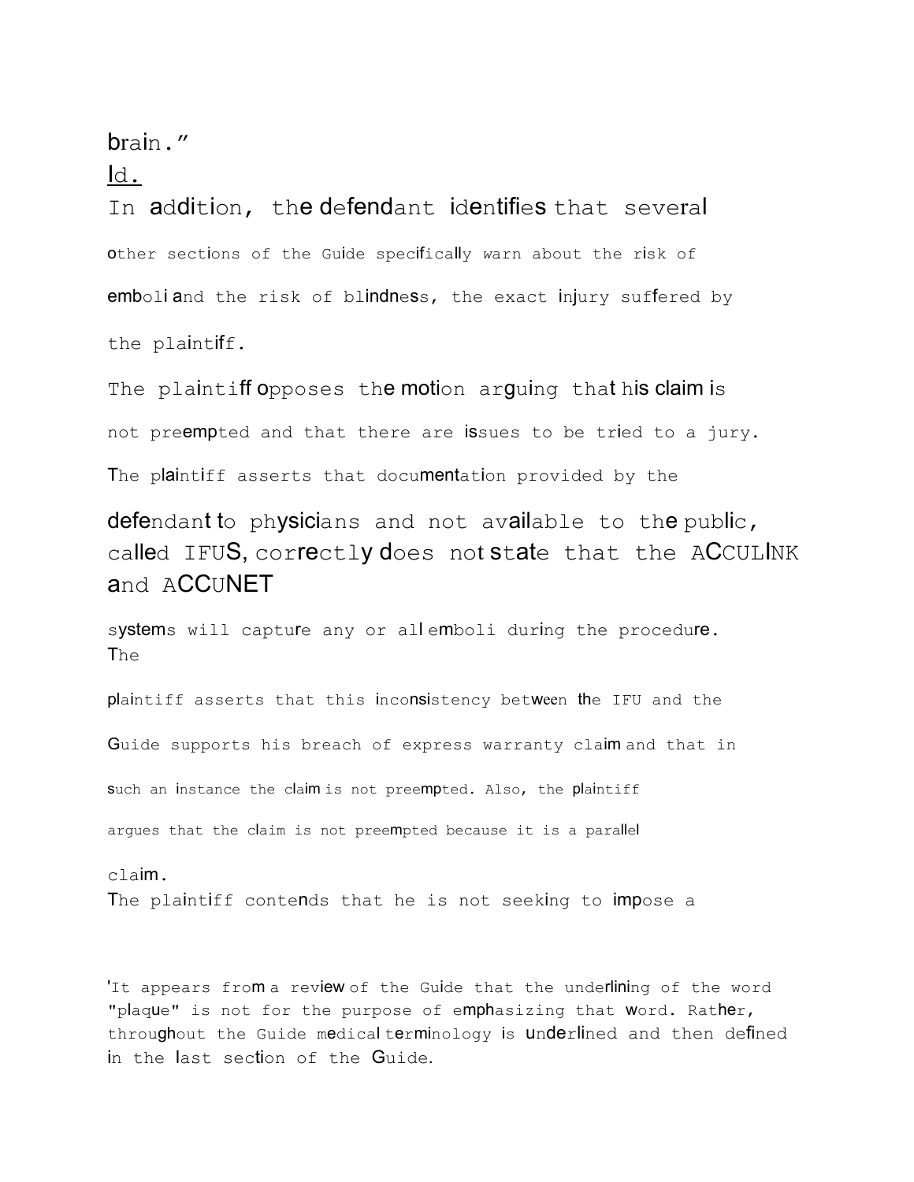brain."

Id.

In addition, the defendant identifies that several other sections of the Guide specifically warn about the risk of emboli and the risk of blindness, the exact injury suffered by the plaintiff.

The plaintiff opposes the motion arguing that his claim is not preempted and that there are issues to be tried to a jury. The plaintiff asserts that documentation provided by the defendant to physicians and not available to the public, called IFUS, correctly does not state that the ACCULINK and ACCUNET systems will capture any or all emboli during the procedure. The plaintiff asserts that this inconsistency between the IFU and the Guide supports his breach of express warranty claim and that in such an instance the claim is not preempted. Also, the plaintiff argues that the claim is not preempted because it is a parallel claim.

The plaintiff contends that he is not seeking to impose a

'It appears from a review of the Guide that the underlining of the word "plaque" is not for the purpose of emphasizing that word. Rather, throughout the Guide medical terminology is underlined and then defined in the last section of the Guide.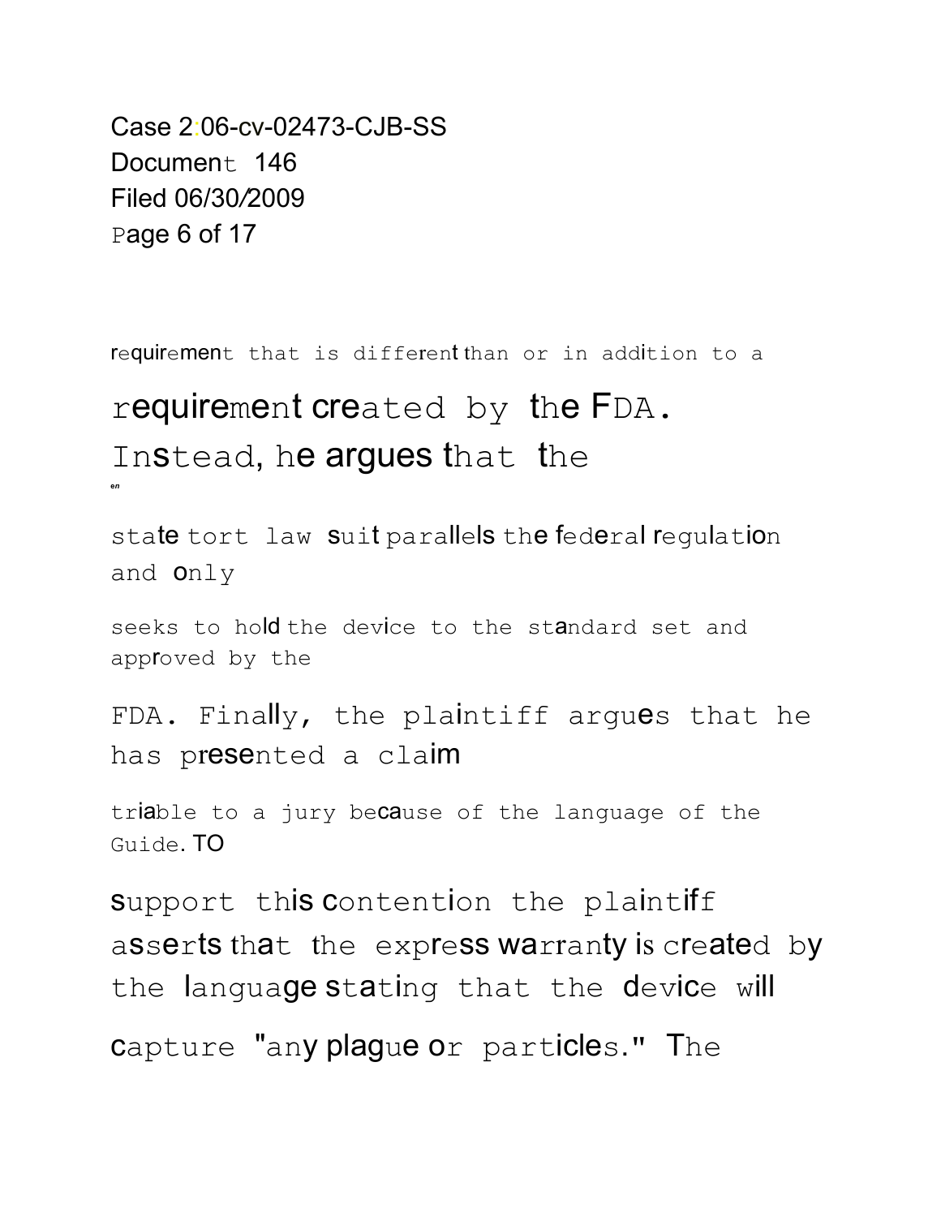requirement that is different than or in addition to a requirement created by the FDA. Instead, he argues that the state tort law suit parallels the federal regulation and only seeks to hold the device to the standard set and approved by the FDA. Finally, the plaintiff argues that he has presented a claim triable to a jury because of the language of the Guide. TO support this contention the plaintiff asserts that the express warranty is created by the language stating that the device will capture "any plague or particles." The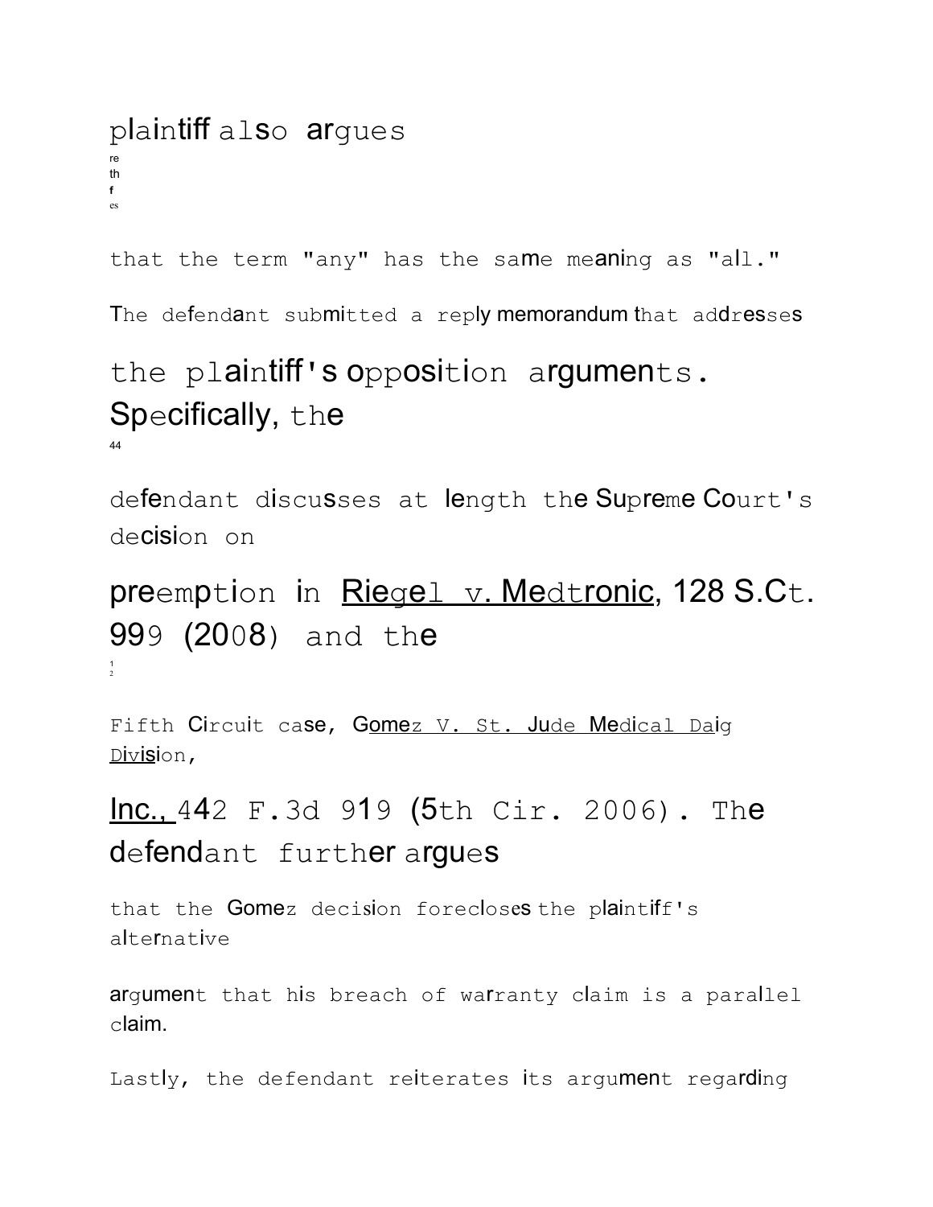plaintiff also argues

re
th
f
es

that the term "any" has the same meaning as "all."

The defendant submitted a reply memorandum that addresses the plaintiff's opposition arguments. Specifically, the

44

defendant discusses at length the Supreme Court's decision on preemption in Riegel v. Medtronic, 128 S.Ct. 999 (2008) and the

1
2

Fifth Circuit case, Gomez v. St. Jude Medical Daig Division, Inc., 442 F.3d 919 (5th Cir. 2006). The defendant further argues that the Gomez decision forecloses the plaintiff's alternative argument that his breach of warranty claim is a parallel claim.

Lastly, the defendant reiterates its argument regarding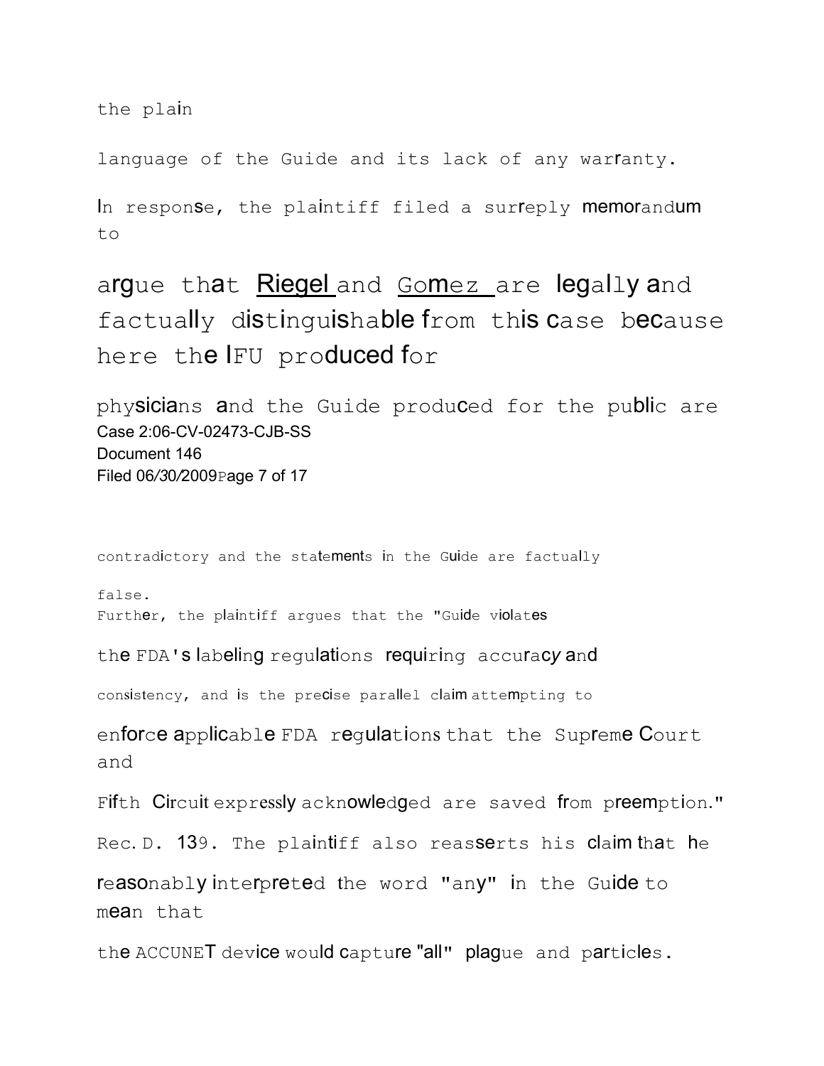the plain language of the Guide and its lack of any warranty.

In response, the plaintiff filed a surreply memorandum to argue that Riegel and Gomez are legally and factually distinguishable from this case because here the IFU produced for physicians and the Guide produced for the public are contradictory and the statements in the Guide are factually false.

Further, the plaintiff argues that the "Guide violates the FDA's labeling regulations requiring accuracy and consistency, and is the precise parallel claim attempting to enforce applicable FDA regulations that the Supreme Court and Fifth Circuit expressly acknowledged are saved from preemption." Rec. D. 139. The plaintiff also reasserts his claim that he reasonably interpreted the word "any" in the Guide to mean that the ACCUNET device would capture "all" plague and particles.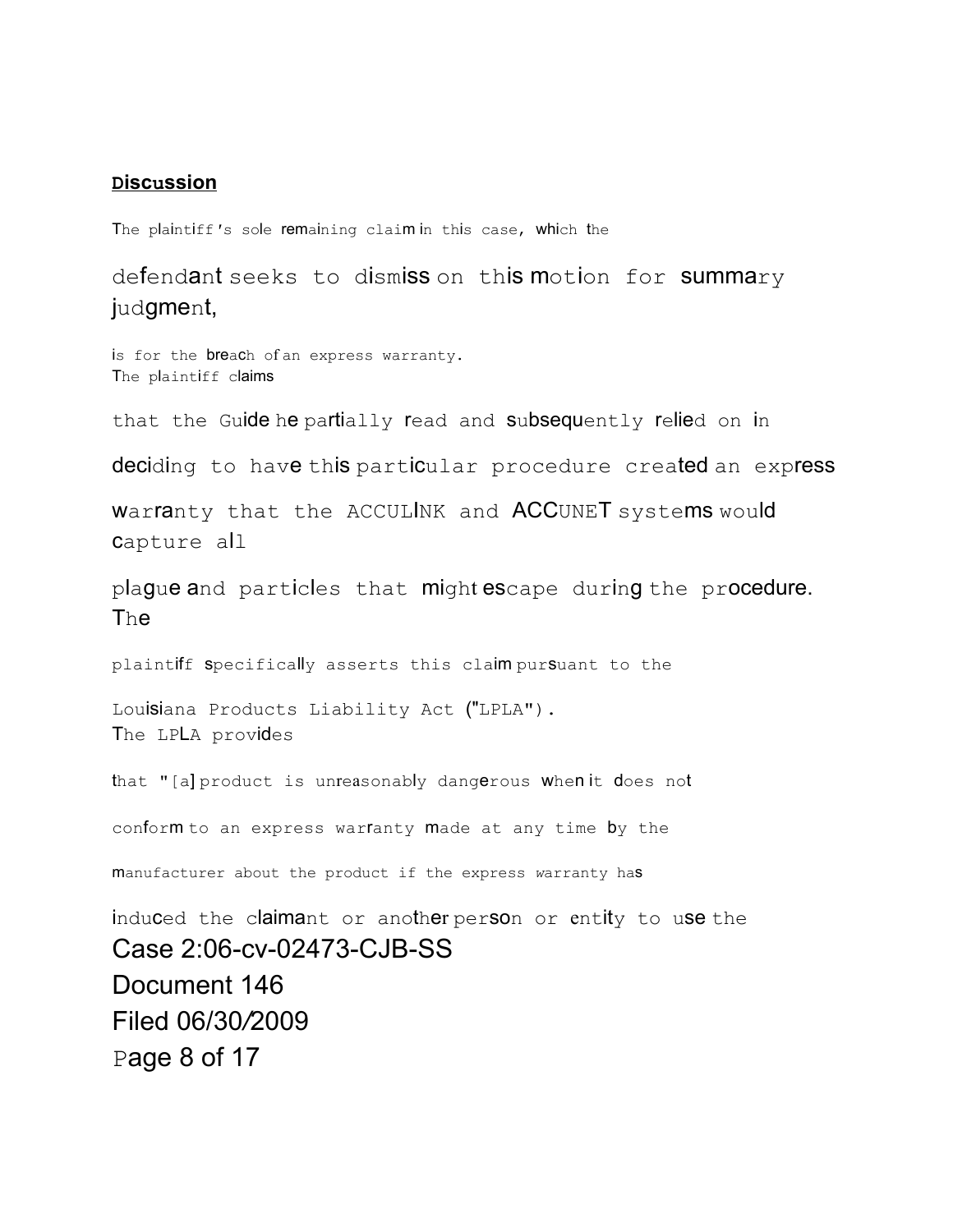**Discussion**

The plaintiff's sole remaining claim in this case, which the defendant seeks to dismiss on this motion for summary judgment, is for the breach of an express warranty. The plaintiff claims that the Guide he partially read and subsequently relied on in deciding to have this particular procedure created an express warranty that the ACCULINK and ACCUNET systems would capture all plague and particles that might escape during the procedure. The plaintiff specifically asserts this claim pursuant to the Louisiana Products Liability Act ("LPLA"). The LPLA provides that "[a] product is unreasonably dangerous when it does not conform to an express warranty made at any time by the manufacturer about the product if the express warranty has induced the claimant or another person or entity to use the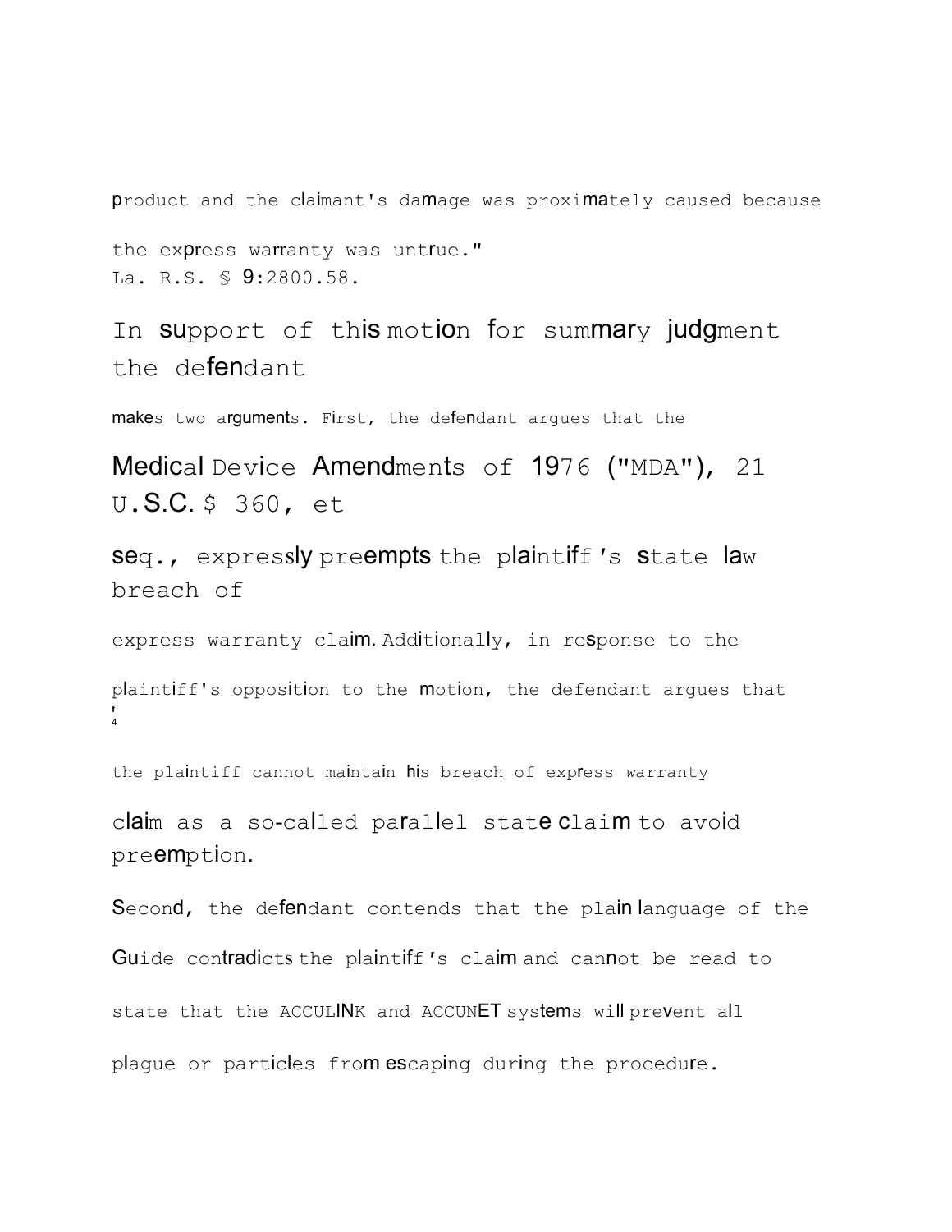product and the claimant's damage was proximately caused because the express warranty was untrue."
La. R.S. § 9:2800.58.

In support of this motion for summary judgment the defendant makes two arguments. First, the defendant argues that the Medical Device Amendments of 1976 ("MDA"), 21 U.S.C. $ 360, et seq., expressly preempts the plaintiff's state law breach of express warranty claim. Additionally, in response to the plaintiff's opposition to the motion, the defendant argues that[4] the plaintiff cannot maintain his breach of express warranty claim as a so-called parallel state claim to avoid preemption.

Second, the defendant contends that the plain language of the Guide contradicts the plaintiff's claim and cannot be read to state that the ACCULINK and ACCUNET systems will prevent all plague or particles from escaping during the procedure.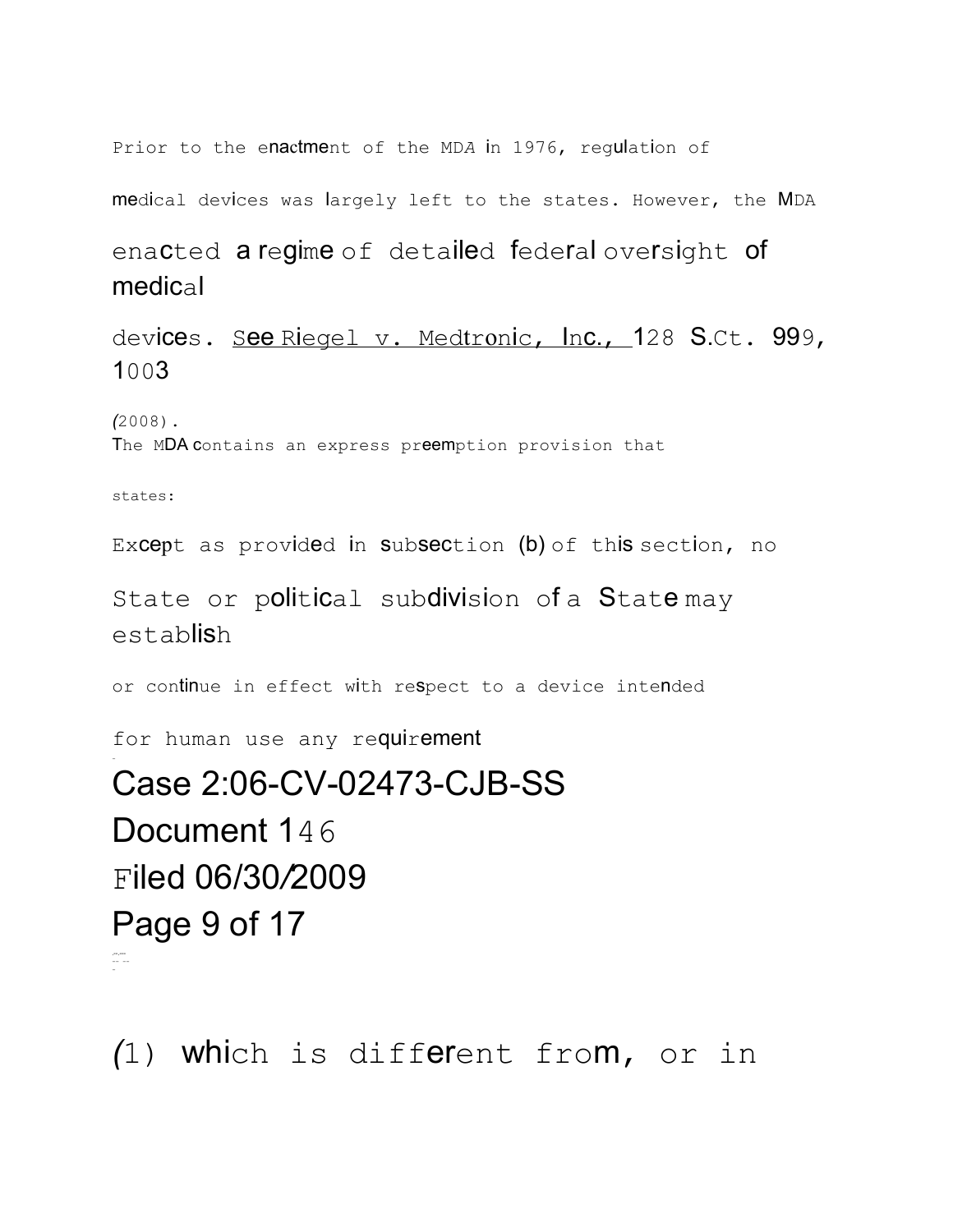Prior to the enactment of the MDA in 1976, regulation of medical devices was largely left to the states. However, the MDA enacted a regime of detailed federal oversight of medical devices. See Riegel v. Medtronic, Inc., 128 S.Ct. 999, 1003 (2008).

The MDA contains an express preemption provision that states:

> Except as provided in subsection (b) of this section, no State or political subdivision of a State may establish or continue in effect with respect to a device intended for human use any requirement
>
> (1) which is different from, or in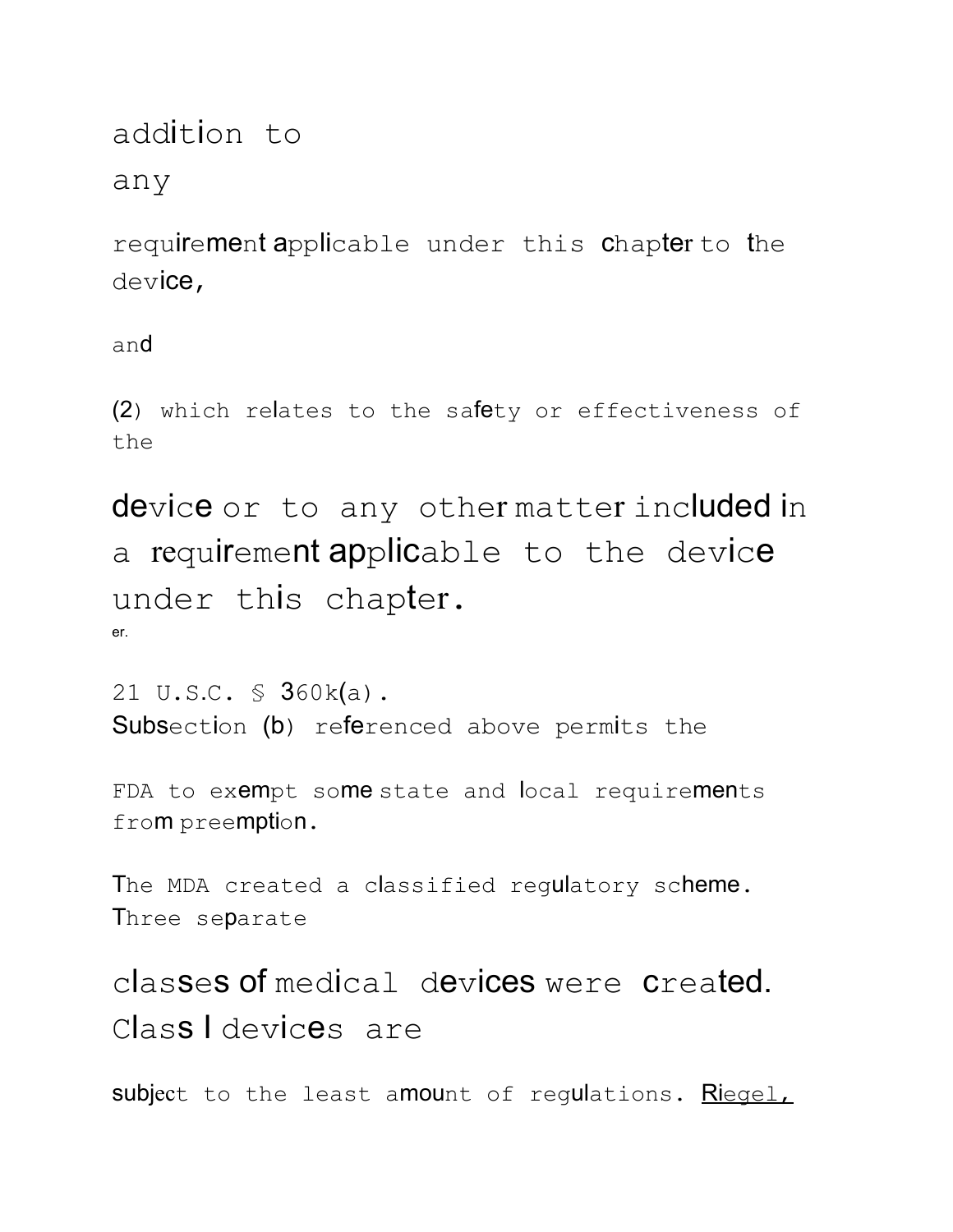addition to any requirement applicable under this chapter to the device, and

(2) which relates to the safety or effectiveness of the device or to any other matter included in a requirement applicable to the device under this chapter.

21 U.S.C. § 360k(a).

Subsection (b) referenced above permits the FDA to exempt some state and local requirements from preemption.

The MDA created a classified regulatory scheme. Three separate classes of medical devices were created. Class I devices are subject to the least amount of regulations. Riegel,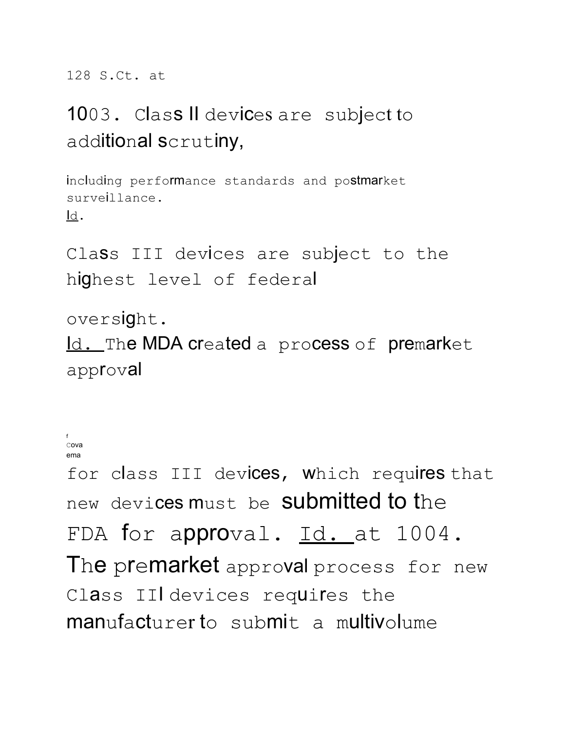128 S.Ct. at

1003. Class II devices are subject to additional scrutiny,

including performance standards and postmarket surveillance. Id.

Class III devices are subject to the highest level of federal

oversight. Id. The MDA created a process of premarket approval

f
Cova
ema

for class III devices, which requires that new devices must be submitted to the FDA for approval. Id. at 1004. The premarket approval process for new Class III devices requires the manufacturer to submit a multivolume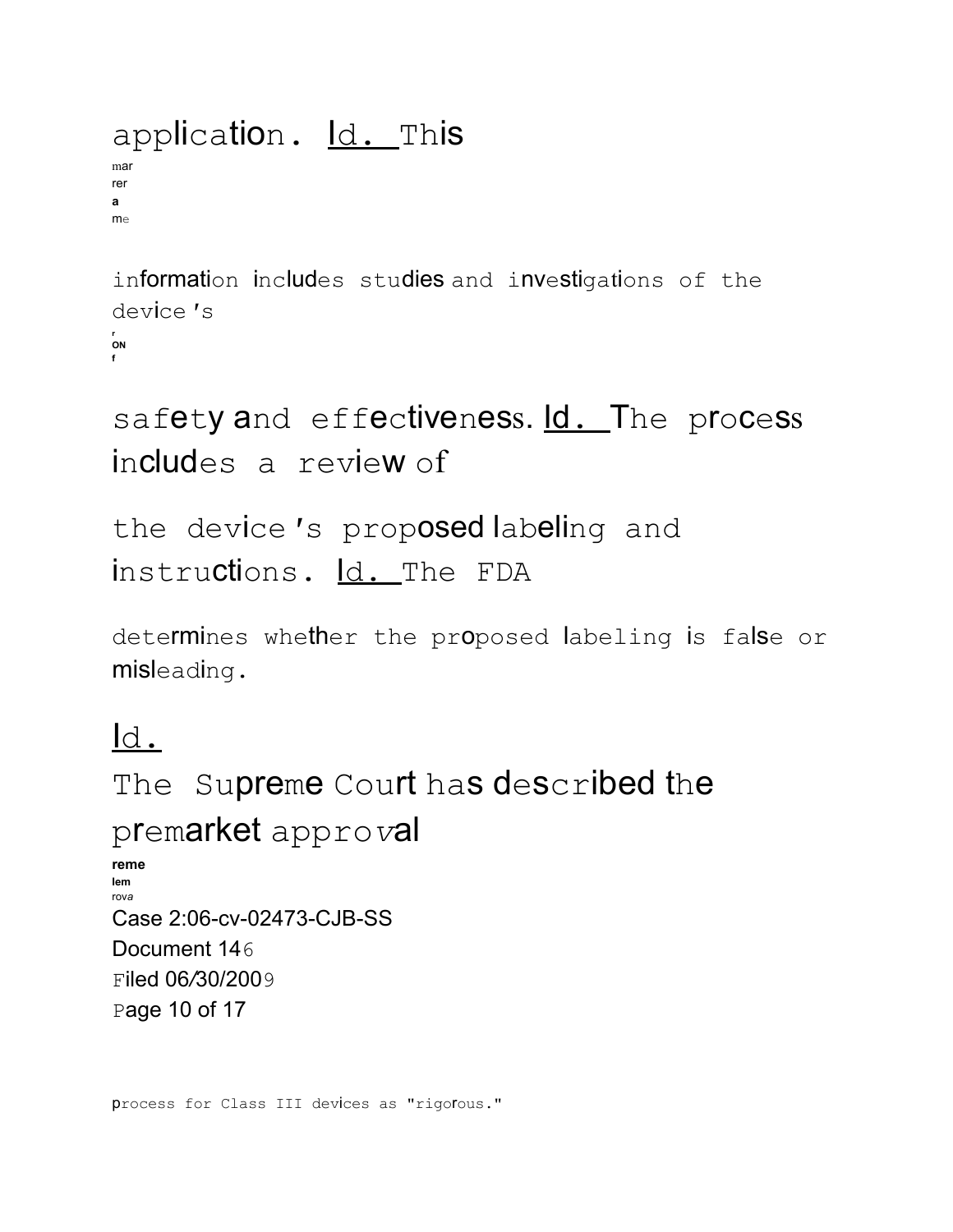application. Id. This information includes studies and investigations of the device's safety and effectiveness. Id. The process includes a review of the device's proposed labeling and instructions. Id. The FDA determines whether the proposed labeling is false or misleading. Id.

The Supreme Court has described the premarket approval process for Class III devices as "rigorous."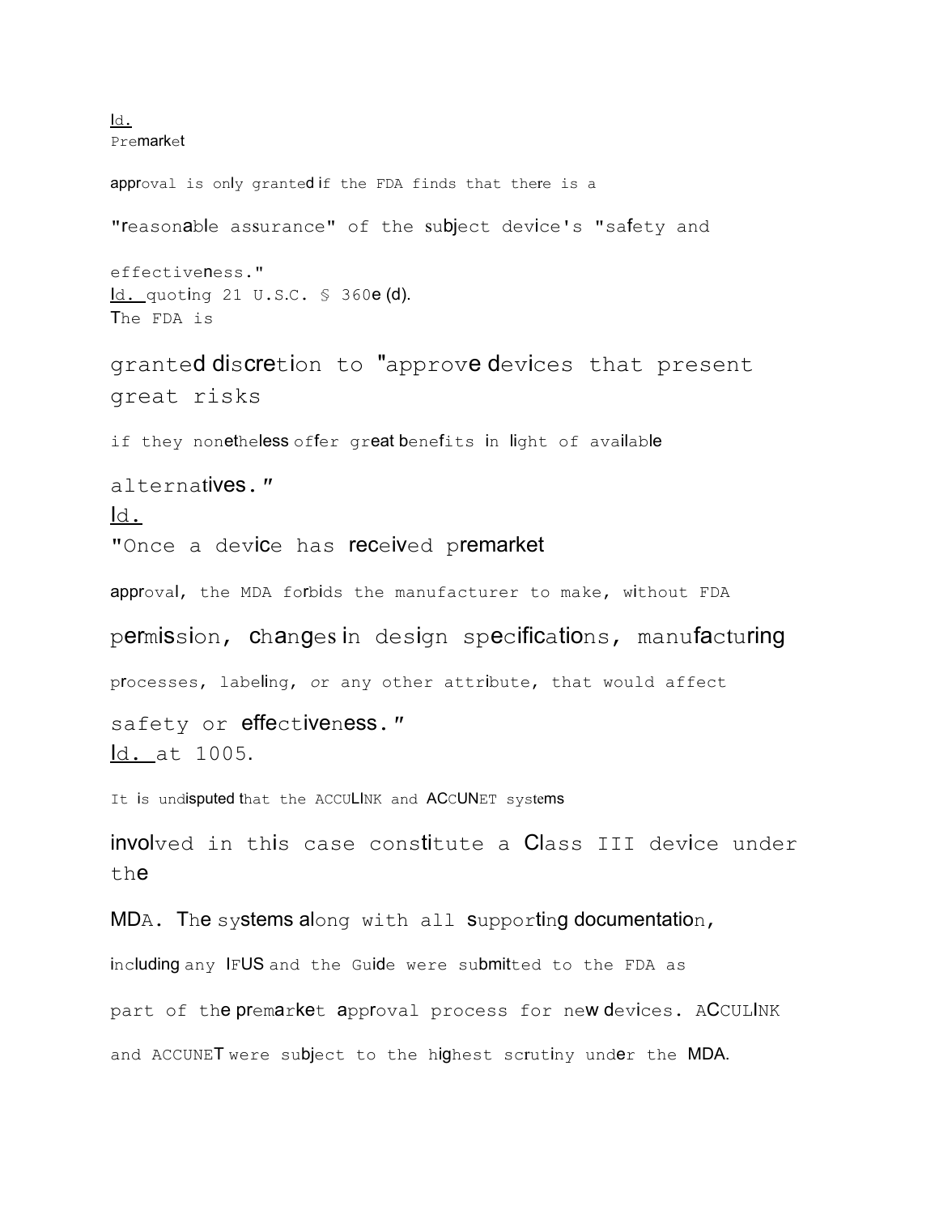Id. Premarket approval is only granted if the FDA finds that there is a "reasonable assurance" of the subject device's "safety and effectiveness." Id. quoting 21 U.S.C. § 360e (d). The FDA is granted discretion to "approve devices that present great risks if they nonetheless offer great benefits in light of available alternatives." Id. "Once a device has received premarket approval, the MDA forbids the manufacturer to make, without FDA permission, changes in design specifications, manufacturing processes, labeling, or any other attribute, that would affect safety or effectiveness." Id. at 1005.

It is undisputed that the ACCULINK and ACCUNET systems involved in this case constitute a Class III device under the MDA. The systems along with all supporting documentation, including any IFUS and the Guide were submitted to the FDA as part of the premarket approval process for new devices. ACCULINK and ACCUNET were subject to the highest scrutiny under the MDA.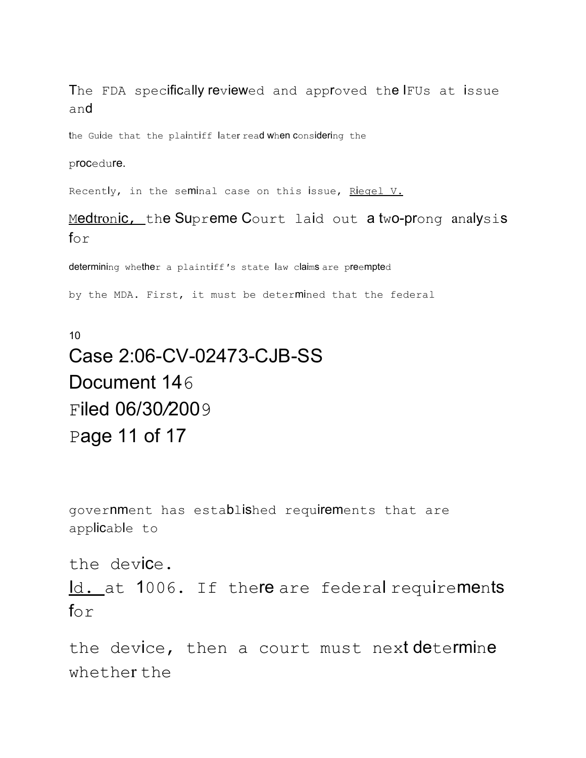The FDA specifically reviewed and approved the IFUs at issue and the Guide that the plaintiff later read when considering the procedure.

Recently, in the seminal case on this issue, Riegel V. Medtronic, the Supreme Court laid out a two-prong analysis for determining whether a plaintiff's state law claims are preempted by the MDA. First, it must be determined that the federal government has established requirements that are applicable to the device. Id. at 1006. If there are federal requirements for the device, then a court must next determine whether the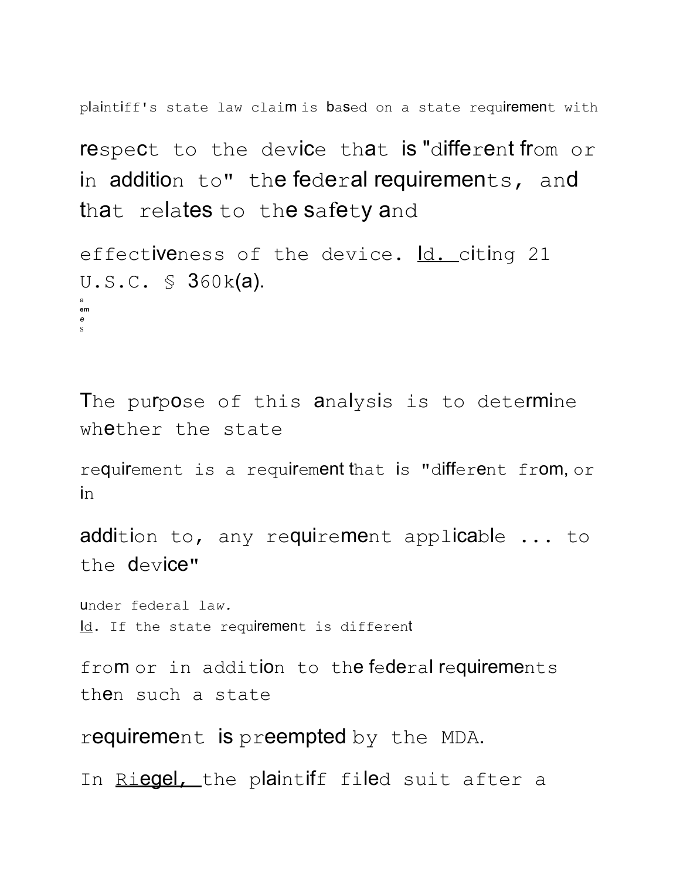plaintiff's state law claim is based on a state requirement with respect to the device that is "different from or in addition to" the federal requirements, and that relates to the safety and effectiveness of the device. Id. citing 21 U.S.C. § 360k(a).

The purpose of this analysis is to determine whether the state requirement is a requirement that is "different from, or in addition to, any requirement applicable ... to the device" under federal law. Id. If the state requirement is different from or in addition to the federal requirements then such a state requirement is preempted by the MDA.

In Riegel, the plaintiff filed suit after a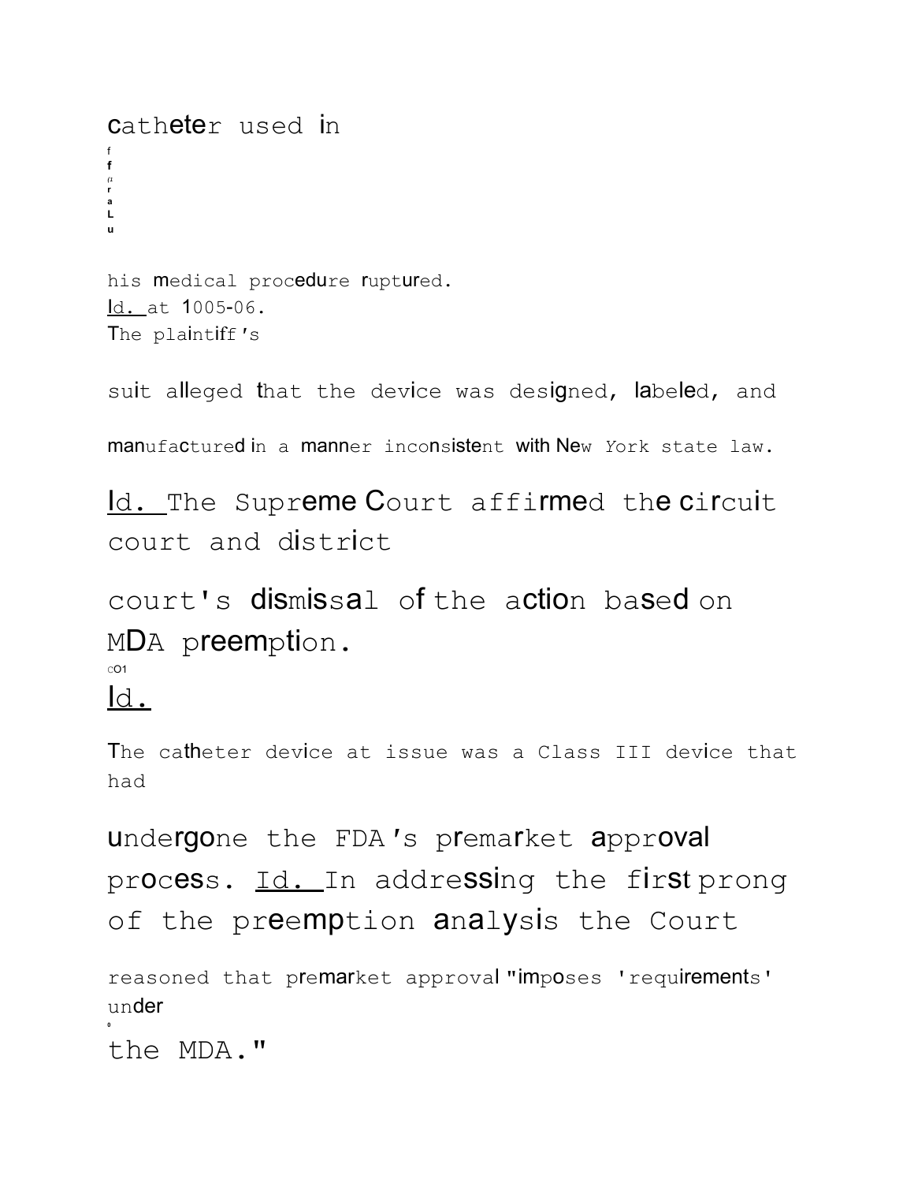catheter used in his medical procedure ruptured. Id. at 1005-06. The plaintiff's suit alleged that the device was designed, labeled, and manufactured in a manner inconsistent with New York state law. Id. The Supreme Court affirmed the circuit court and district court's dismissal of the action based on MDA preemption. Id.

The catheter device at issue was a Class III device that had undergone the FDA's premarket approval process. Id. In addressing the first prong of the preemption analysis the Court reasoned that premarket approval "imposes 'requirements' under the MDA."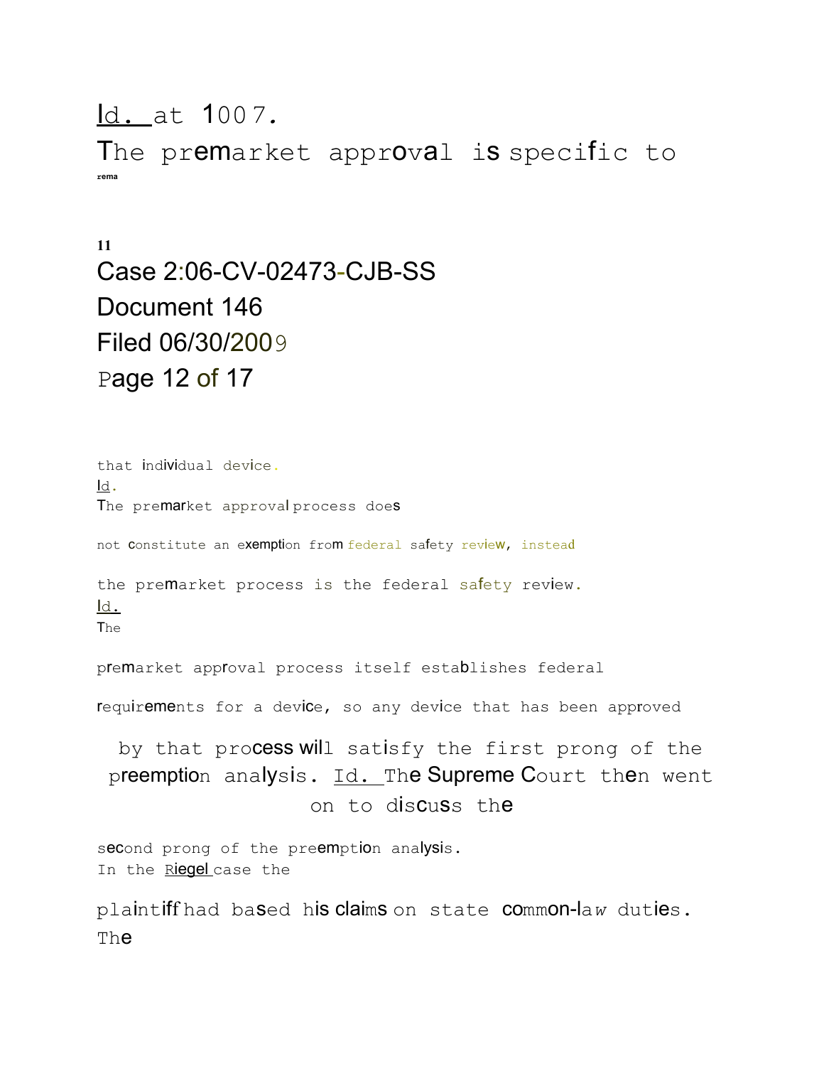Id. at 1007. The premarket approval is specific to that individual device. Id. The premarket approval process does not constitute an exemption from federal safety review, instead the premarket process is the federal safety review. Id. The premarket approval process itself establishes federal requirements for a device, so any device that has been approved by that process will satisfy the first prong of the preemption analysis. Id. The Supreme Court then went on to discuss the second prong of the preemption analysis. In the Riegel case the plaintiff had based his claims on state common-law duties. The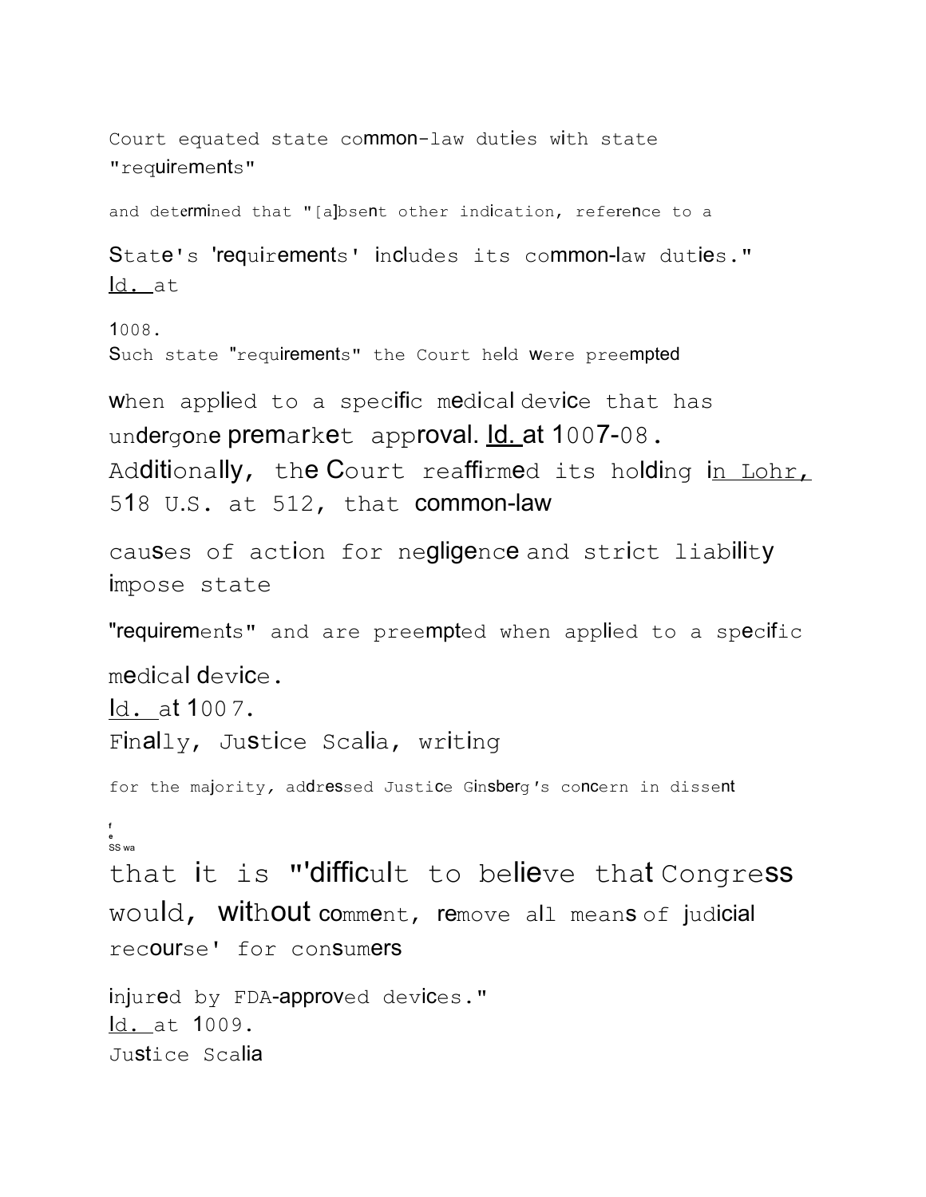Court equated state common-law duties with state "requirements" and determined that "[a]bsent other indication, reference to a State's 'requirements' includes its common-law duties." Id. at 1008. Such state "requirements" the Court held were preempted when applied to a specific medical device that has undergone premarket approval. Id. at 1007-08. Additionally, the Court reaffirmed its holding in Lohr, 518 U.S. at 512, that common-law causes of action for negligence and strict liability impose state "requirements" and are preempted when applied to a specific medical device. Id. at 1007. Finally, Justice Scalia, writing for the majority, addressed Justice Ginsberg's concern in dissent that it is "'difficult to believe that Congress would, without comment, remove all means of judicial recourse' for consumers injured by FDA-approved devices." Id. at 1009. Justice Scalia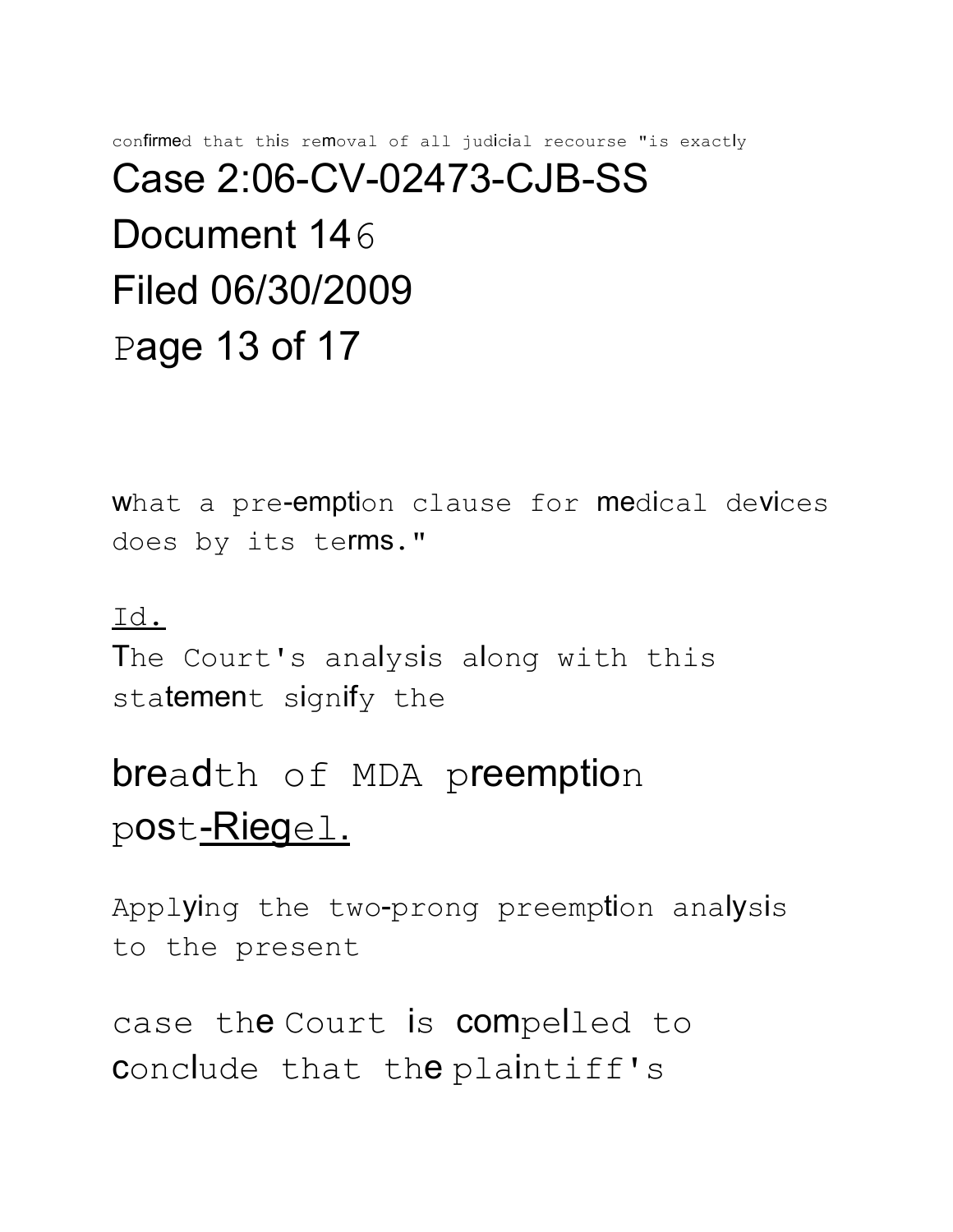confirmed that this removal of all judicial recourse "is exactly what a pre-emption clause for medical devices does by its terms."

Id.

The Court's analysis along with this statement signify the breadth of MDA preemption post-Riegel.

Applying the two-prong preemption analysis to the present case the Court is compelled to conclude that the plaintiff's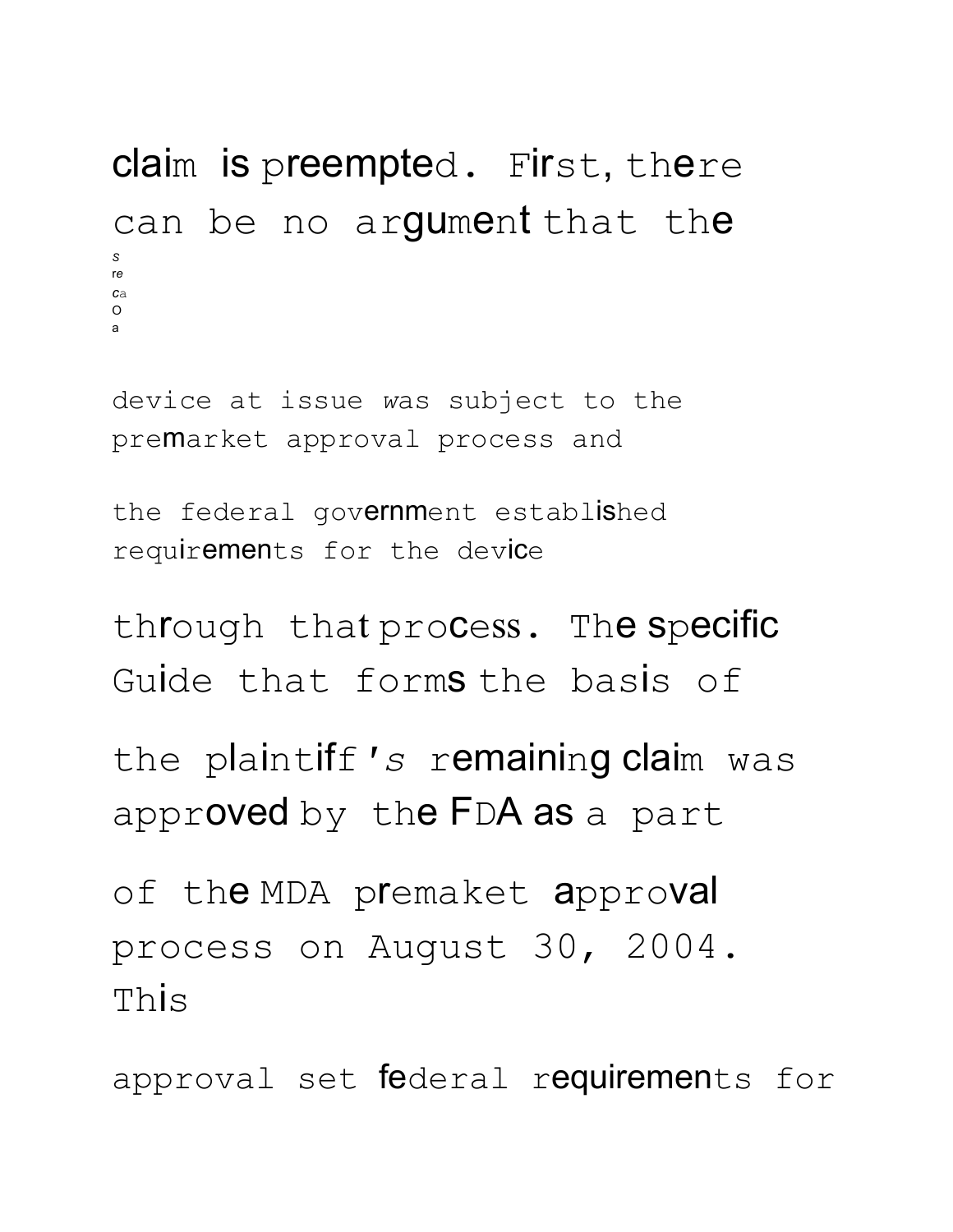claim is preempted. First, there can be no argument that the

s
re
ca
O
a

device at issue was subject to the premarket approval process and

the federal government established requirements for the device

through that process. The specific Guide that forms the basis of

the plaintiff's remaining claim was approved by the FDA as a part

of the MDA premaket approval process on August 30, 2004. This

approval set federal requirements for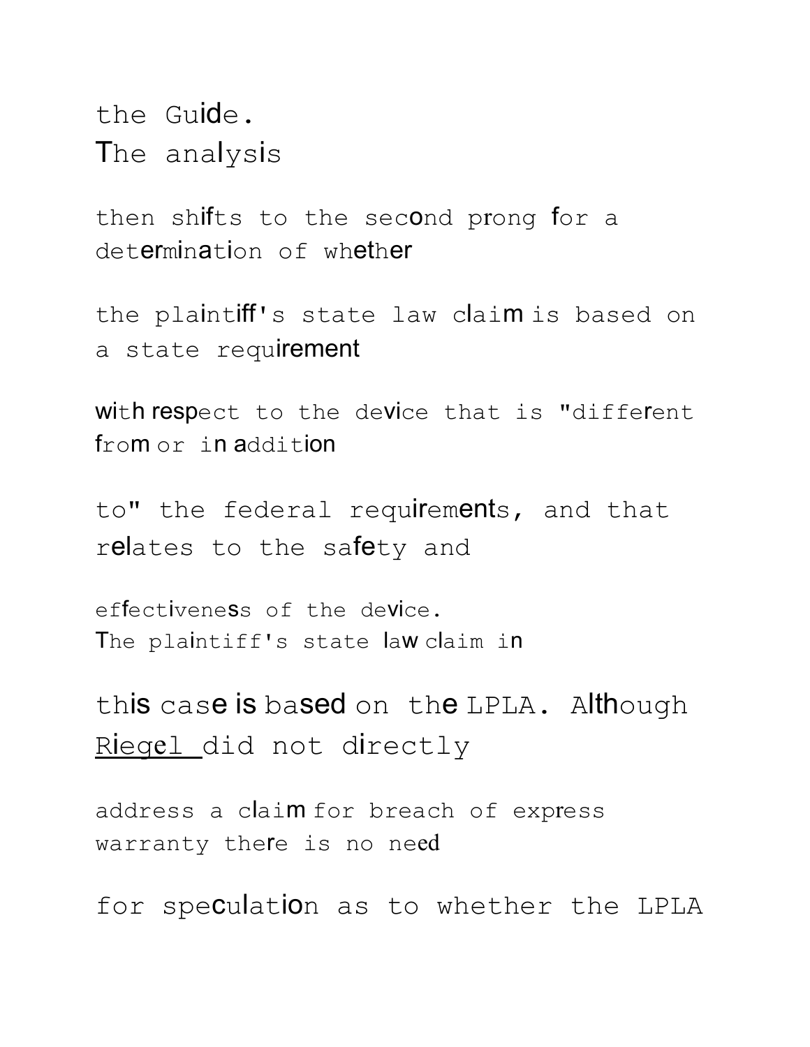the Guide. The analysis then shifts to the second prong for a determination of whether the plaintiff's state law claim is based on a state requirement with respect to the device that is "different from or in addition to" the federal requirements, and that relates to the safety and effectiveness of the device. The plaintiff's state law claim in this case is based on the LPLA. Although Riegel did not directly address a claim for breach of express warranty there is no need for speculation as to whether the LPLA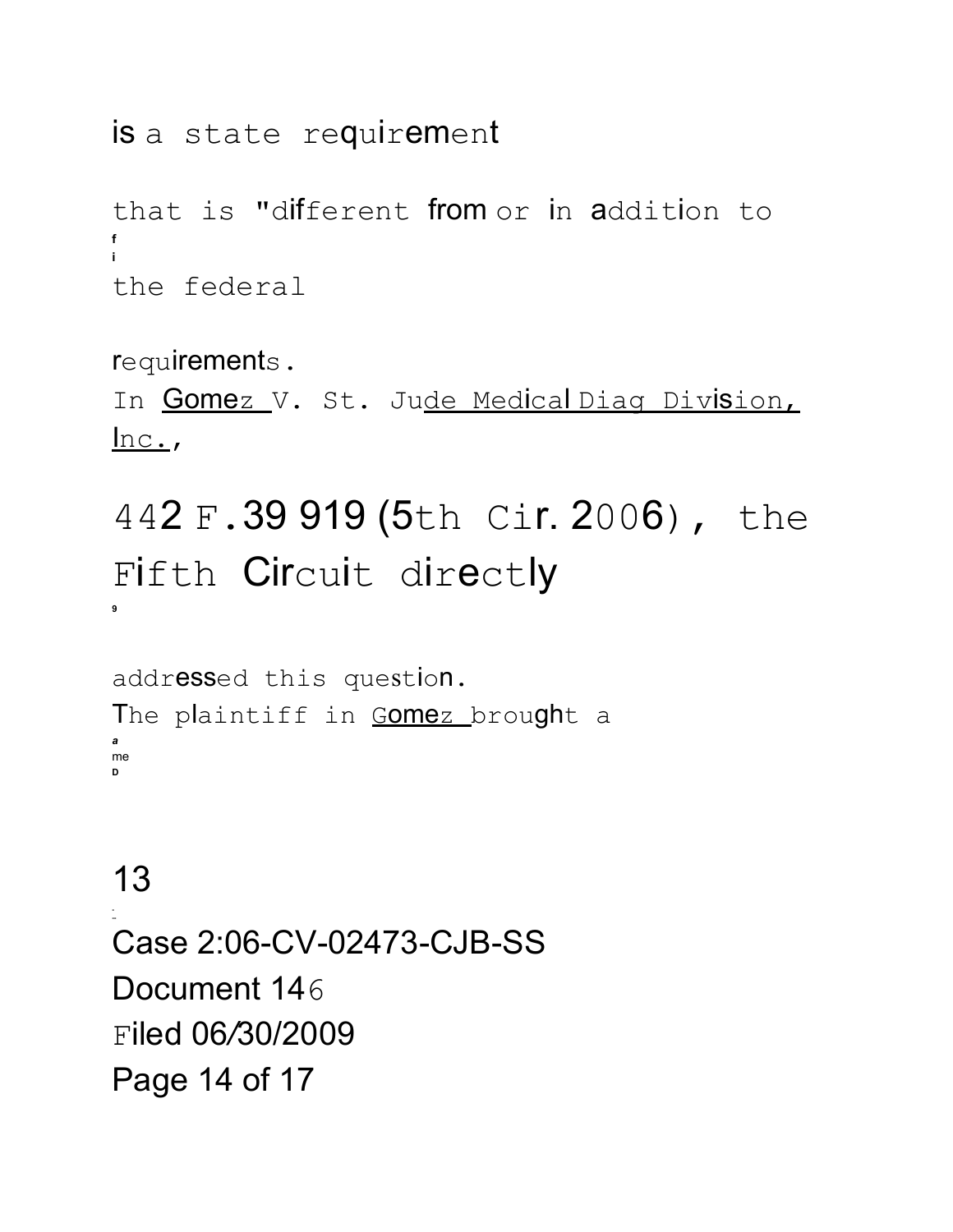is a state requirement that is "different from or in addition to the federal requirements.

In Gomez v. St. Jude Medical Diag Division, Inc., 442 F.39 919 (5th Cir. 2006), the Fifth Circuit directly addressed this question. The plaintiff in Gomez brought a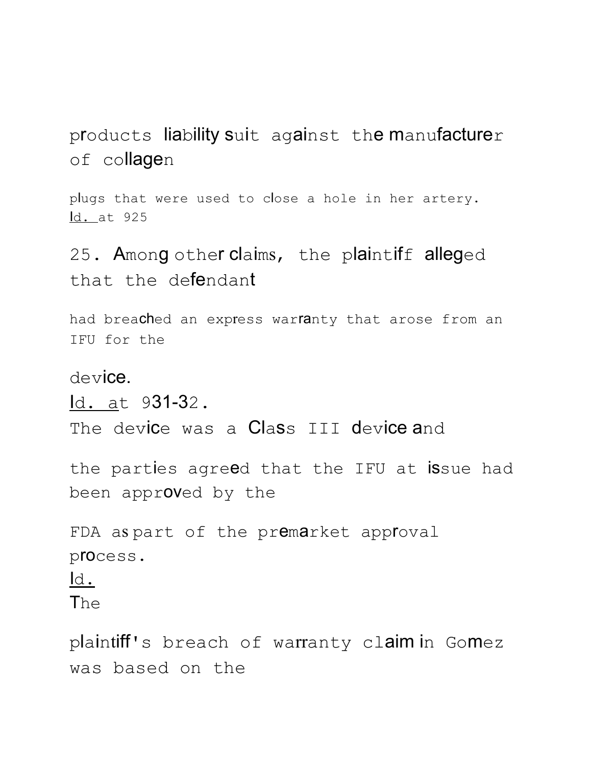products liability suit against the manufacturer of collagen plugs that were used to close a hole in her artery. Id. at 925

25. Among other claims, the plaintiff alleged that the defendant had breached an express warranty that arose from an IFU for the device. Id. at 931-32. The device was a Class III device and the parties agreed that the IFU at issue had been approved by the FDA as part of the premarket approval process. Id. The plaintiff's breach of warranty claim in Gomez was based on the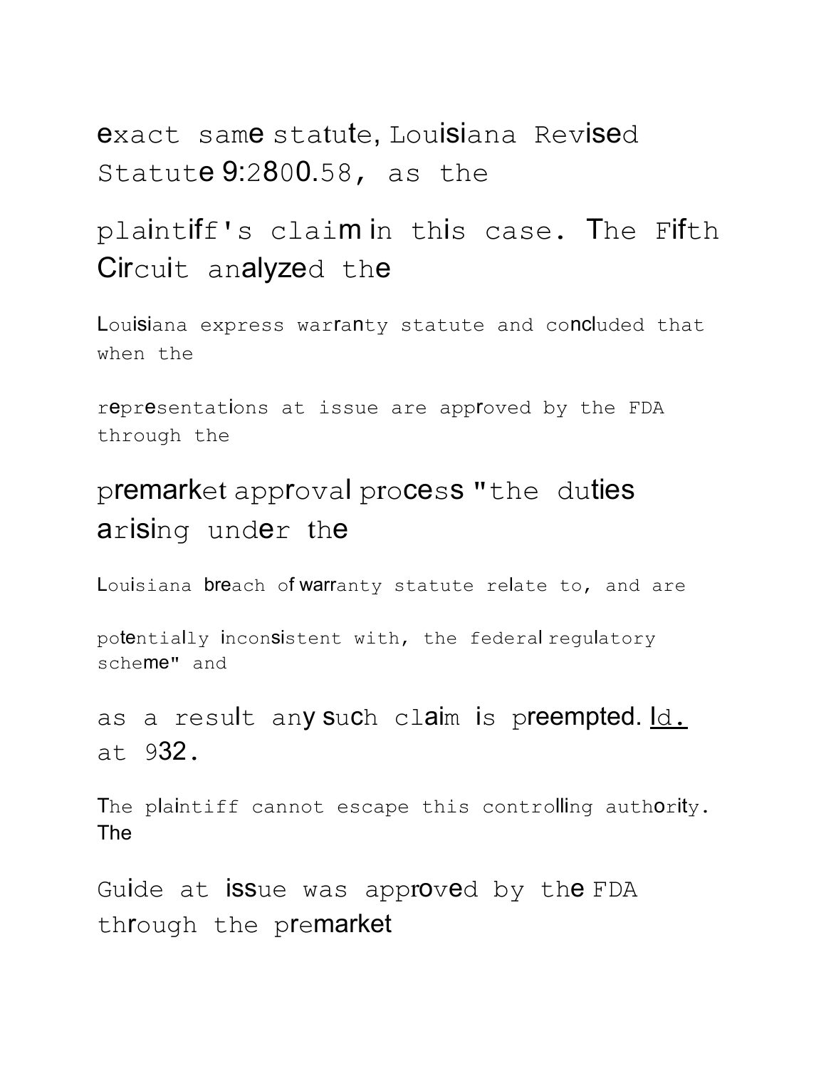exact same statute, Louisiana Revised Statute 9:2800.58, as the plaintiff's claim in this case. The Fifth Circuit analyzed the Louisiana express warranty statute and concluded that when the representations at issue are approved by the FDA through the premarket approval process "the duties arising under the Louisiana breach of warranty statute relate to, and are potentially inconsistent with, the federal regulatory scheme" and as a result any such claim is preempted. Id. at 932.

The plaintiff cannot escape this controlling authority. The Guide at issue was approved by the FDA through the premarket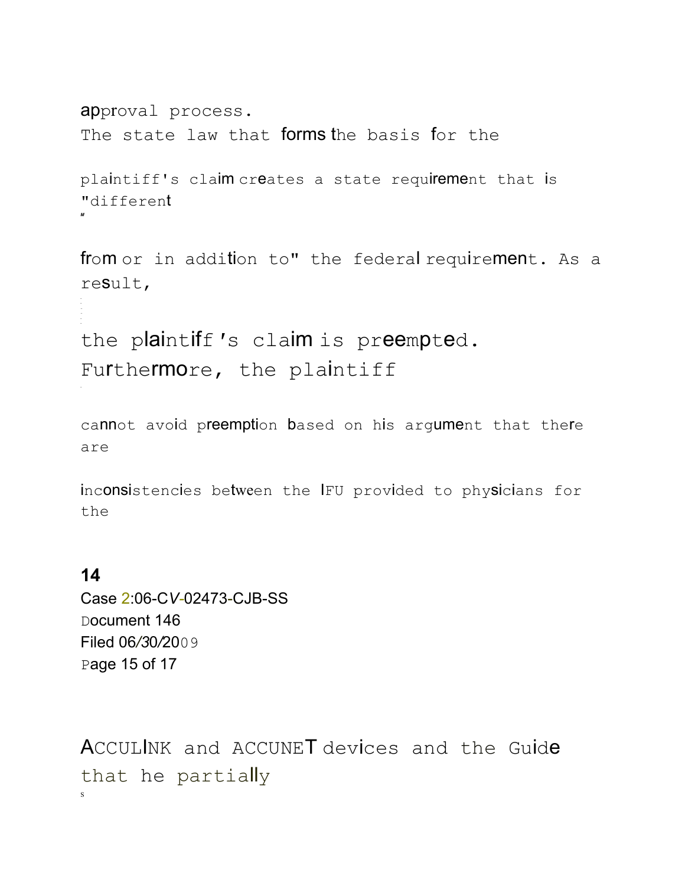approval process.

The state law that forms the basis for the plaintiff's claim creates a state requirement that is "different from or in addition to" the federal requirement. As a result, the plaintiff's claim is preempted. Furthermore, the plaintiff cannot avoid preemption based on his argument that there are inconsistencies between the IFU provided to physicians for the ACCULINK and ACCUNET devices and the Guide that he partially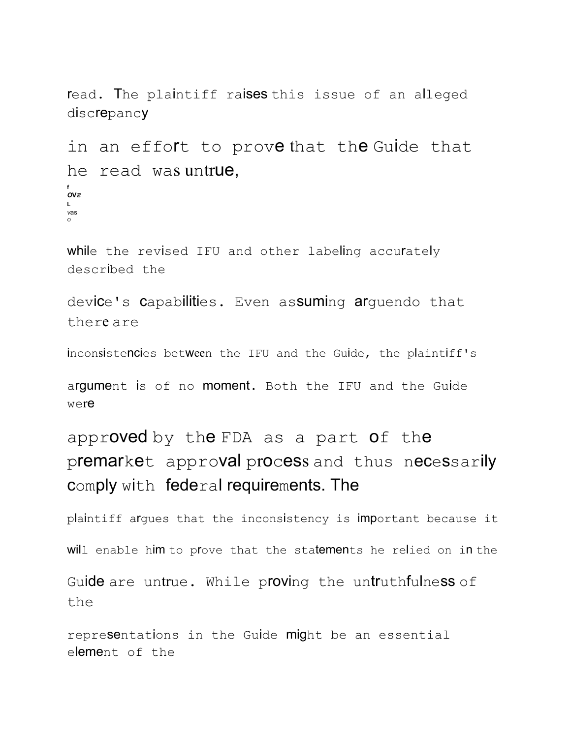read. The plaintiff raises this issue of an alleged discrepancy in an effort to prove that the Guide that he read was untrue, while the revised IFU and other labeling accurately described the device's capabilities. Even assuming arguendo that there are inconsistencies between the IFU and the Guide, the plaintiff's argument is of no moment. Both the IFU and the Guide were approved by the FDA as a part of the premarket approval process and thus necessarily comply with federal requirements. The plaintiff argues that the inconsistency is important because it will enable him to prove that the statements he relied on in the Guide are untrue. While proving the untruthfulness of the representations in the Guide might be an essential element of the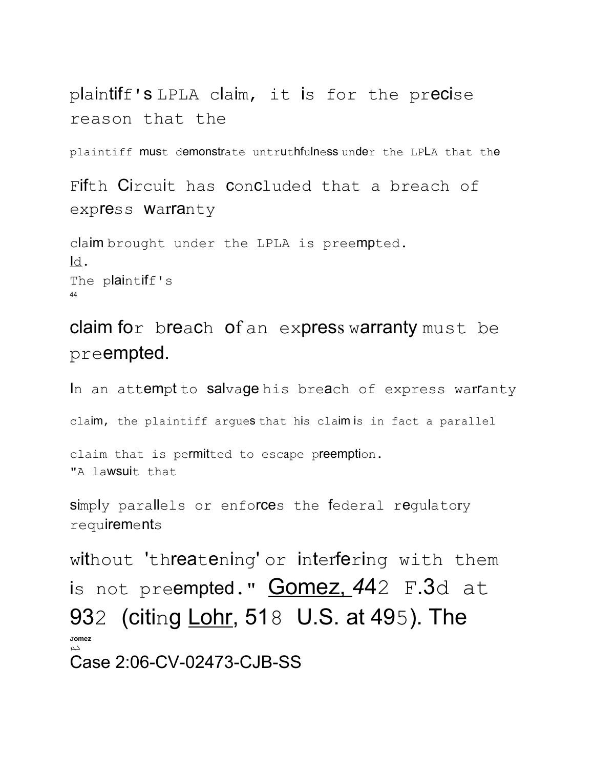plaintiff's LPLA claim, it is for the precise reason that the plaintiff must demonstrate untruthfulness under the LPLA that the Fifth Circuit has concluded that a breach of express warranty claim brought under the LPLA is preempted. Id. The plaintiff's claim for breach of an express warranty must be preempted.

In an attempt to salvage his breach of express warranty claim, the plaintiff argues that his claim is in fact a parallel claim that is permitted to escape preemption. "A lawsuit that simply parallels or enforces the federal regulatory requirements without 'threatening' or interfering with them is not preempted." Gomez, 442 F.3d at 932 (citing Lohr, 518 U.S. at 495). The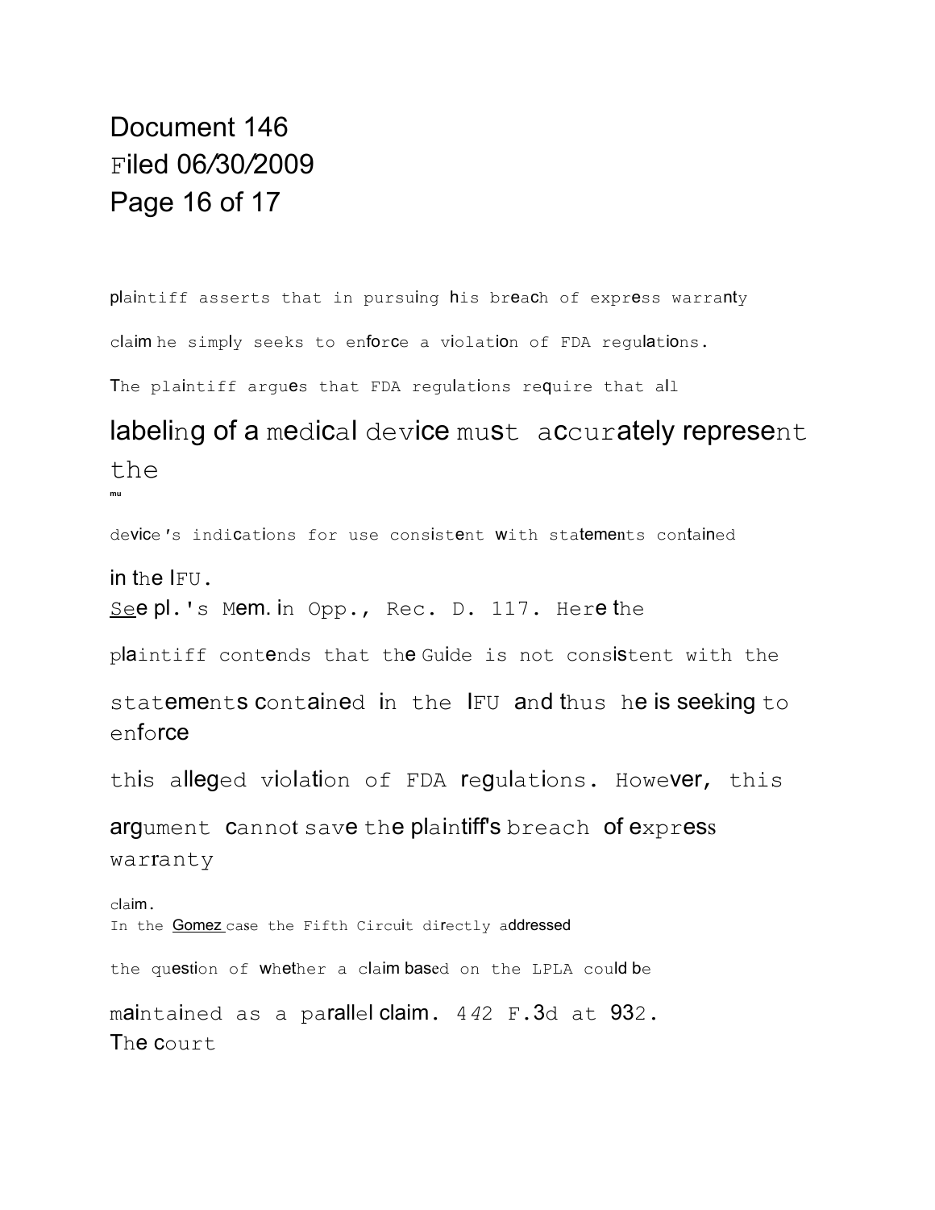plaintiff asserts that in pursuing his breach of express warranty claim he simply seeks to enforce a violation of FDA regulations. The plaintiff argues that FDA regulations require that all labeling of a medical device must accurately represent the device's indications for use consistent with statements contained in the IFU. See pl.'s Mem. in Opp., Rec. D. 117. Here the plaintiff contends that the Guide is not consistent with the statements contained in the IFU and thus he is seeking to enforce this alleged violation of FDA regulations. However, this argument cannot save the plaintiff's breach of express warranty claim.

In the Gomez case the Fifth Circuit directly addressed the question of whether a claim based on the LPLA could be maintained as a parallel claim. 442 F.3d at 932. The court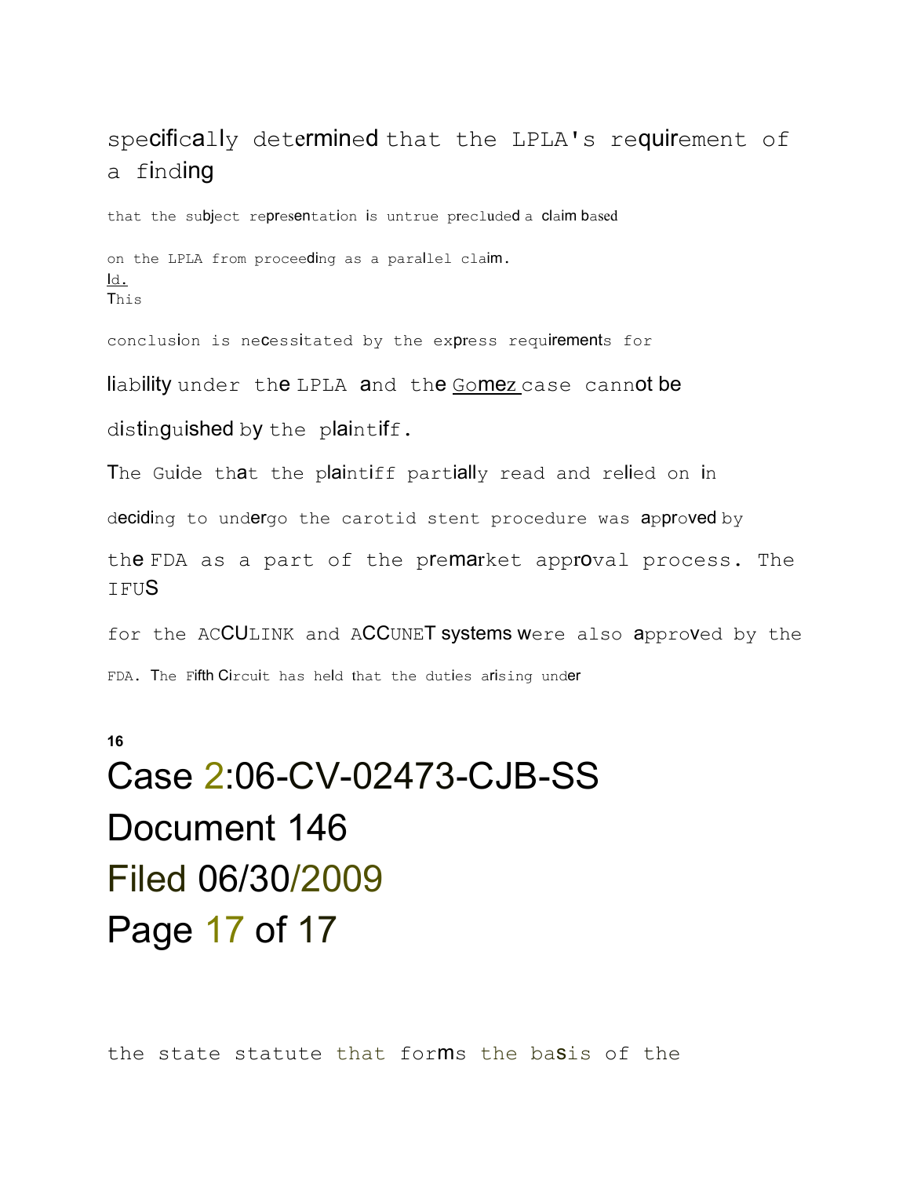specifically determined that the LPLA's requirement of a finding

that the subject representation is untrue precluded a claim based

on the LPLA from proceeding as a parallel claim. Id. This

conclusion is necessitated by the express requirements for

liability under the LPLA and the Gomez case cannot be

distinguished by the plaintiff.

The Guide that the plaintiff partially read and relied on in

deciding to undergo the carotid stent procedure was approved by

the FDA as a part of the premarket approval process. The IFUS

for the ACCULINK and ACCUNET systems were also approved by the

FDA. The Fifth Circuit has held that the duties arising under

the state statute that forms the basis of the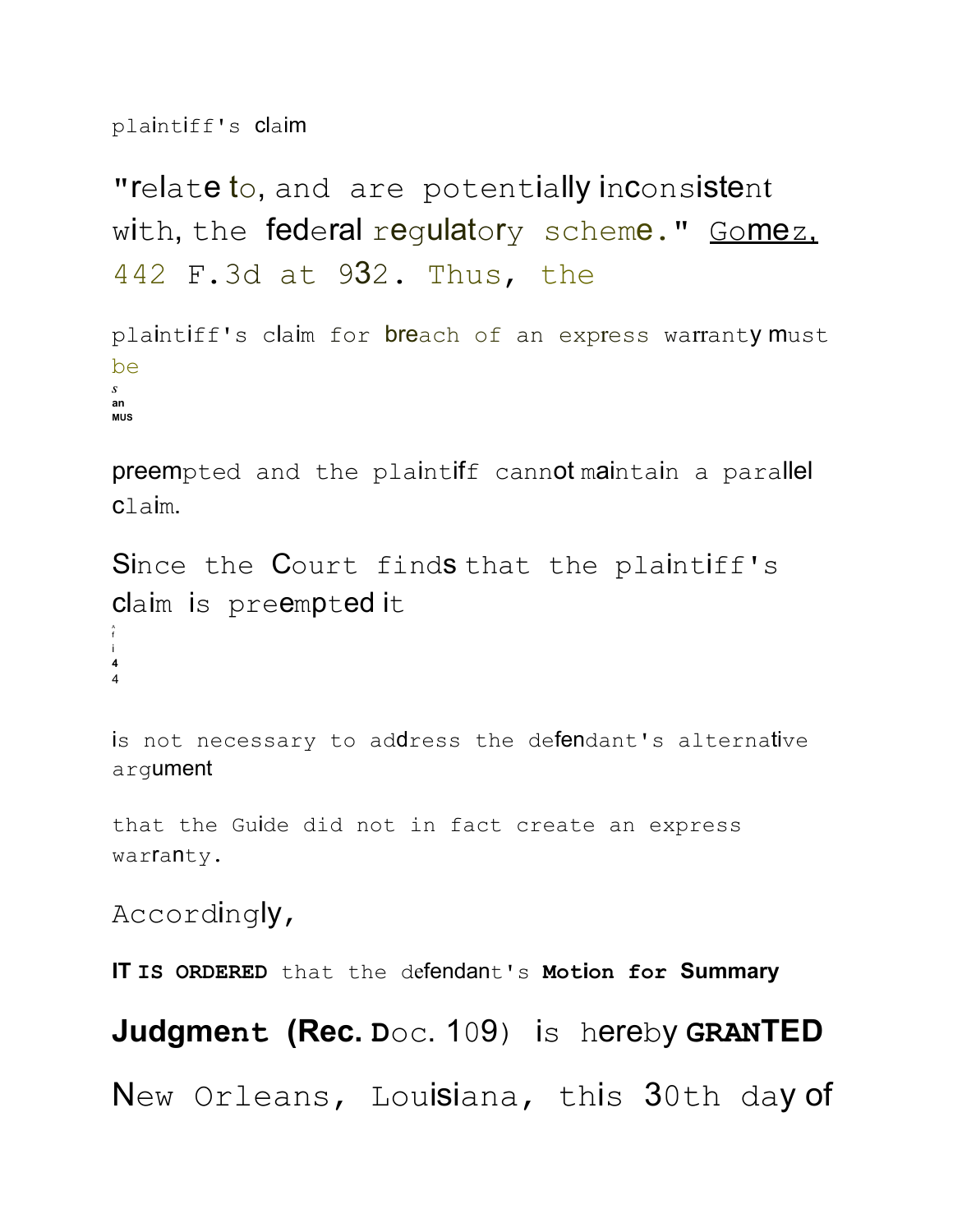plaintiff's claim "relate to, and are potentially inconsistent with, the federal regulatory scheme." Gomez, 442 F.3d at 932. Thus, the plaintiff's claim for breach of an express warranty must be preempted and the plaintiff cannot maintain a parallel claim.

Since the Court finds that the plaintiff's claim is preempted it is not necessary to address the defendant's alternative argument that the Guide did not in fact create an express warranty.

Accordingly,

**IT IS ORDERED** that the defendant's **Motion for Summary Judgment (Rec. Doc. 109)** is hereby **GRANTED**

New Orleans, Louisiana, this 30th day of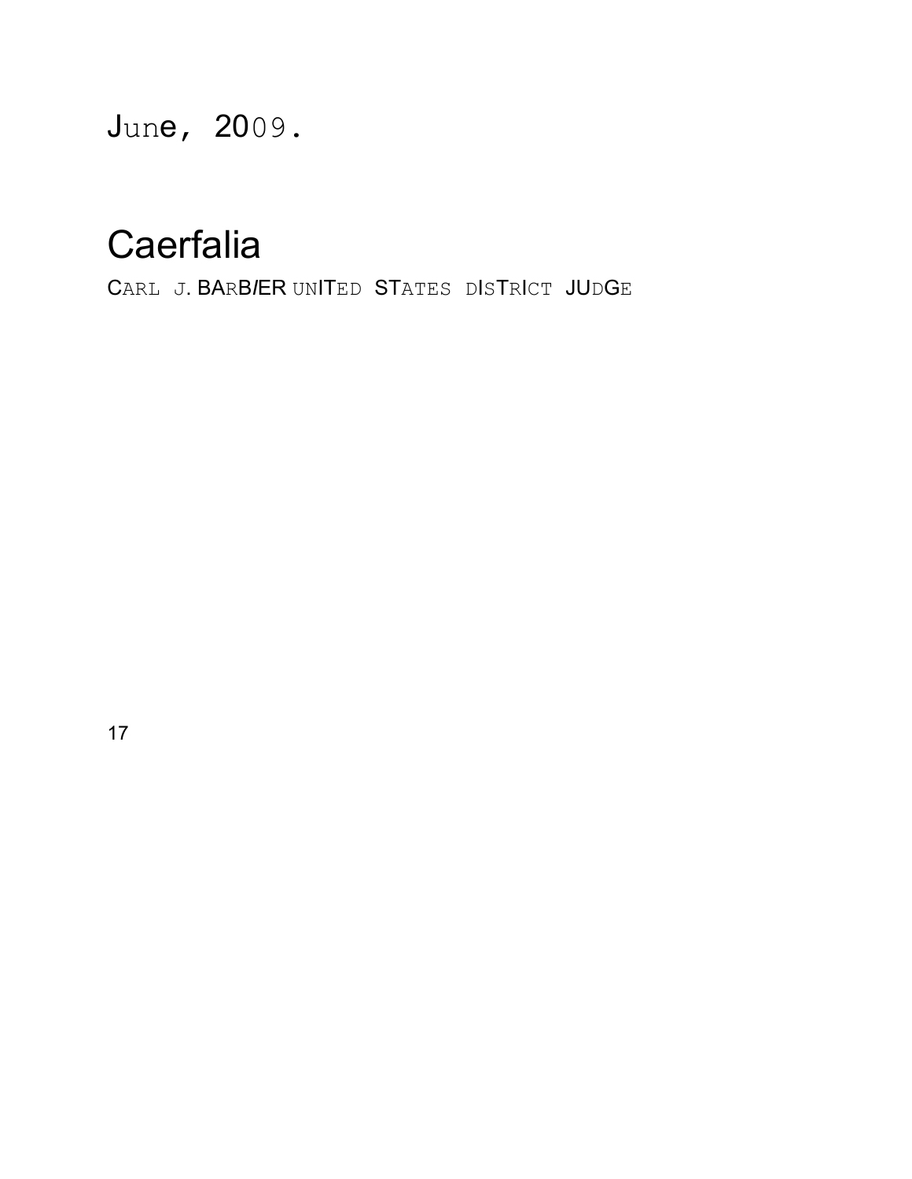June, 2009.

Caerfalia

CARL J. BARB/ER UNITED STATES DISTRICT JUDGE